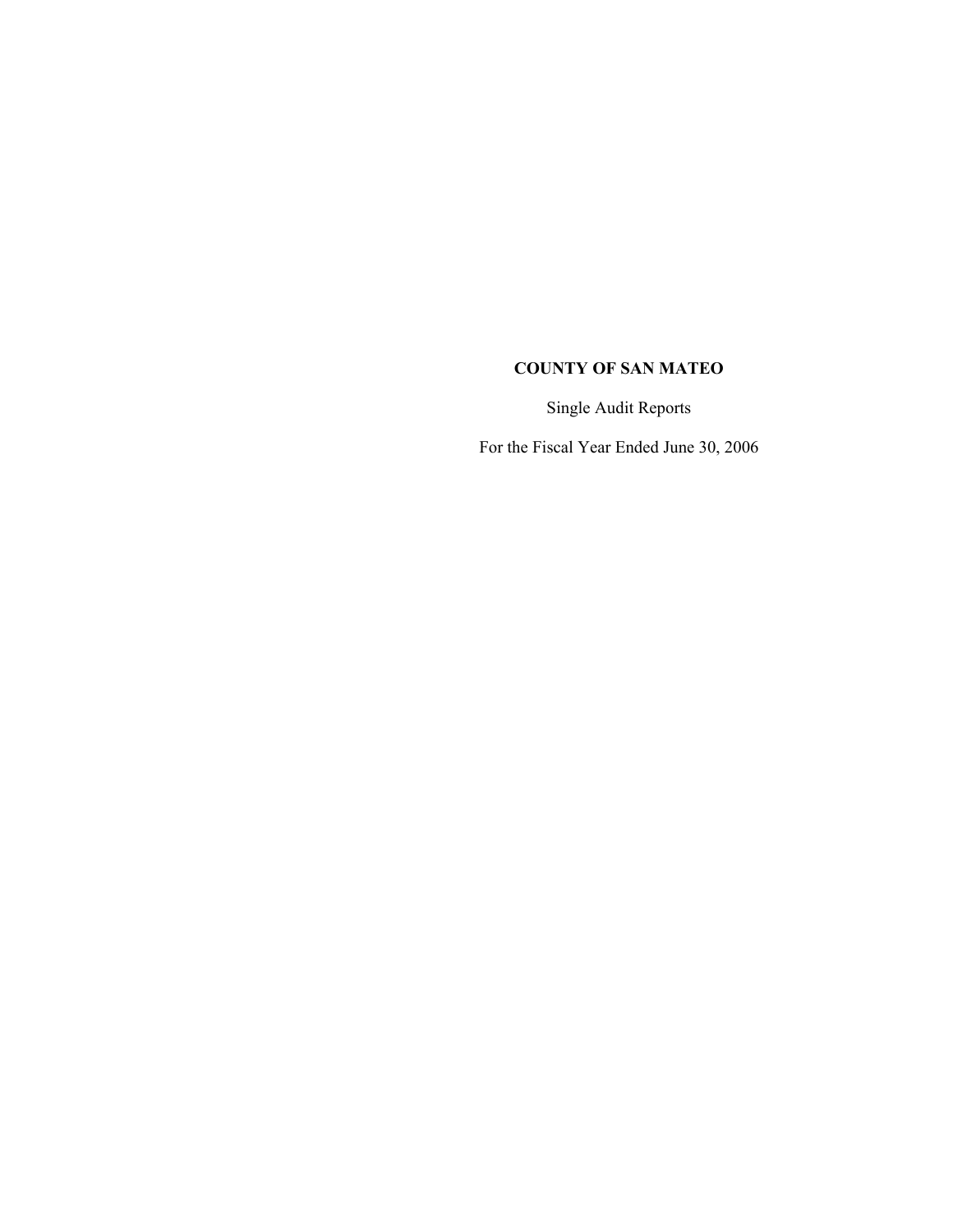# COUNTY OF SAN MATEO

Single Audit Reports

For the Fiscal Year Ended June 30, 2006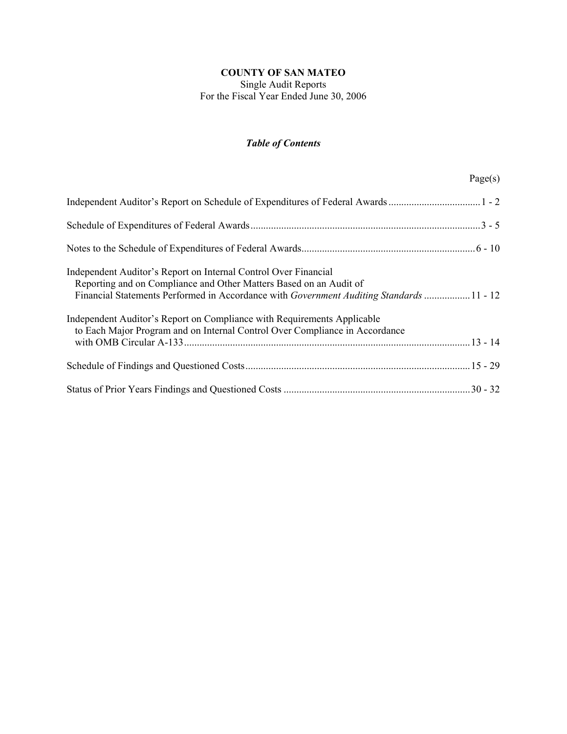# COUNTY OF SAN MATEO

Single Audit Reports
For the Fiscal Year Ended June 30, 2006

## *Table of Contents*

| | Page(s) |
|---|---|
| Independent Auditor's Report on Schedule of Expenditures of Federal Awards | 1 - 2 |
| Schedule of Expenditures of Federal Awards | 3 - 5 |
| Notes to the Schedule of Expenditures of Federal Awards | 6 - 10 |
| Independent Auditor's Report on Internal Control Over Financial Reporting and on Compliance and Other Matters Based on an Audit of Financial Statements Performed in Accordance with *Government Auditing Standards* | 11 - 12 |
| Independent Auditor's Report on Compliance with Requirements Applicable to Each Major Program and on Internal Control Over Compliance in Accordance with OMB Circular A-133 | 13 - 14 |
| Schedule of Findings and Questioned Costs | 15 - 29 |
| Status of Prior Years Findings and Questioned Costs | 30 - 32 |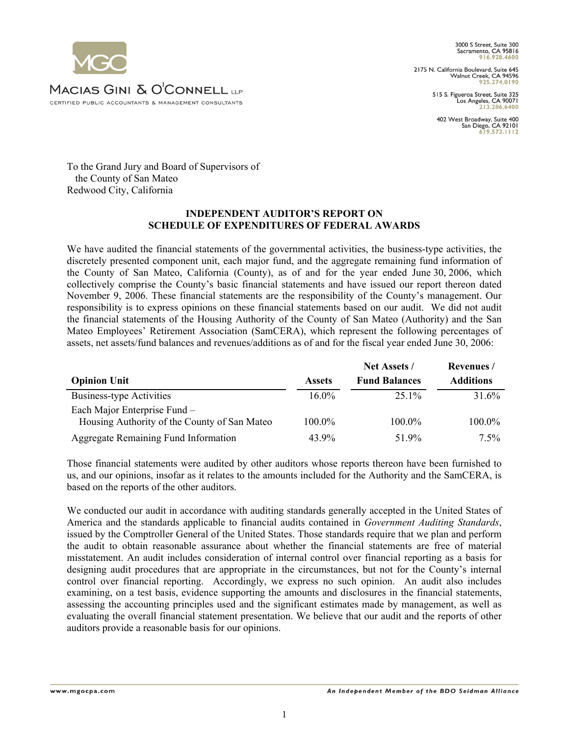**MACIAS GINI & O'CONNELL LLP**
CERTIFIED PUBLIC ACCOUNTANTS & MANAGEMENT CONSULTANTS

3000 S Street, Suite 300
Sacramento, CA 95816
916.928.4600

2175 N. California Boulevard, Suite 645
Walnut Creek, CA 94596
925.274.0190

515 S. Figueroa Street, Suite 325
Los Angeles, CA 90071
213.286.6400

402 West Broadway, Suite 400
San Diego, CA 92101
619.573.1112

To the Grand Jury and Board of Supervisors of
the County of San Mateo
Redwood City, California

## INDEPENDENT AUDITOR'S REPORT ON SCHEDULE OF EXPENDITURES OF FEDERAL AWARDS

We have audited the financial statements of the governmental activities, the business-type activities, the discretely presented component unit, each major fund, and the aggregate remaining fund information of the County of San Mateo, California (County), as of and for the year ended June 30, 2006, which collectively comprise the County's basic financial statements and have issued our report thereon dated November 9, 2006. These financial statements are the responsibility of the County's management. Our responsibility is to express opinions on these financial statements based on our audit. We did not audit the financial statements of the Housing Authority of the County of San Mateo (Authority) and the San Mateo Employees' Retirement Association (SamCERA), which represent the following percentages of assets, net assets/fund balances and revenues/additions as of and for the fiscal year ended June 30, 2006:

| Opinion Unit | Assets | Net Assets / Fund Balances | Revenues / Additions |
|---|---|---|---|
| Business-type Activities | 16.0% | 25.1% | 31.6% |
| Each Major Enterprise Fund – Housing Authority of the County of San Mateo | 100.0% | 100.0% | 100.0% |
| Aggregate Remaining Fund Information | 43.9% | 51.9% | 7.5% |

Those financial statements were audited by other auditors whose reports thereon have been furnished to us, and our opinions, insofar as it relates to the amounts included for the Authority and the SamCERA, is based on the reports of the other auditors.

We conducted our audit in accordance with auditing standards generally accepted in the United States of America and the standards applicable to financial audits contained in *Government Auditing Standards*, issued by the Comptroller General of the United States. Those standards require that we plan and perform the audit to obtain reasonable assurance about whether the financial statements are free of material misstatement. An audit includes consideration of internal control over financial reporting as a basis for designing audit procedures that are appropriate in the circumstances, but not for the County's internal control over financial reporting. Accordingly, we express no such opinion. An audit also includes examining, on a test basis, evidence supporting the amounts and disclosures in the financial statements, assessing the accounting principles used and the significant estimates made by management, as well as evaluating the overall financial statement presentation. We believe that our audit and the reports of other auditors provide a reasonable basis for our opinions.

www.mgocpa.com

*An Independent Member of the BDO Seidman Alliance*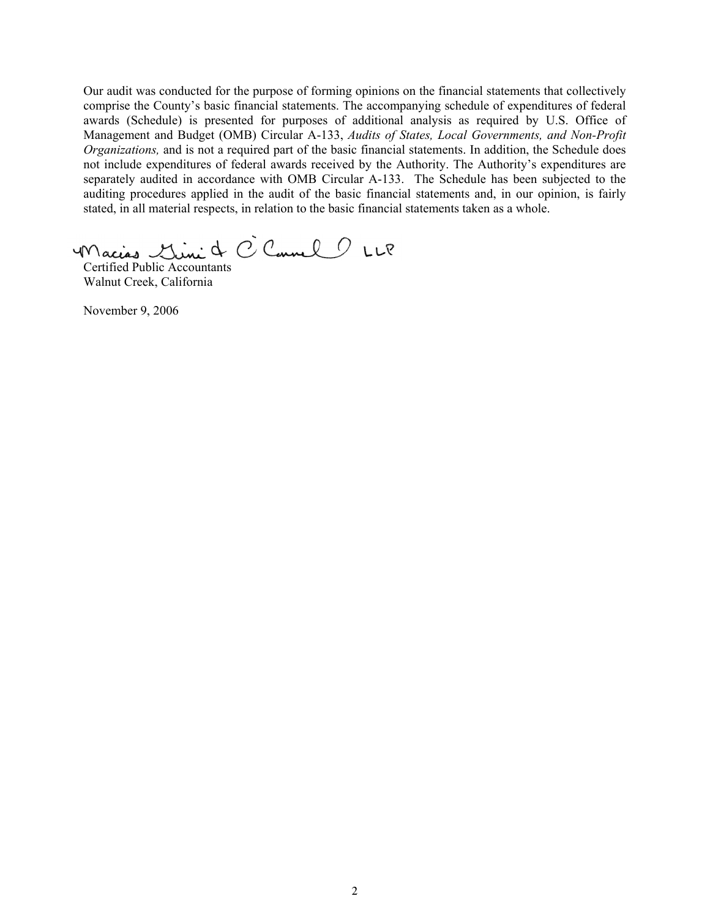Our audit was conducted for the purpose of forming opinions on the financial statements that collectively comprise the County's basic financial statements. The accompanying schedule of expenditures of federal awards (Schedule) is presented for purposes of additional analysis as required by U.S. Office of Management and Budget (OMB) Circular A-133, *Audits of States, Local Governments, and Non-Profit Organizations,* and is not a required part of the basic financial statements. In addition, the Schedule does not include expenditures of federal awards received by the Authority. The Authority's expenditures are separately audited in accordance with OMB Circular A-133. The Schedule has been subjected to the auditing procedures applied in the audit of the basic financial statements and, in our opinion, is fairly stated, in all material respects, in relation to the basic financial statements taken as a whole.

Macias Gini & O'Connell LLP

Certified Public Accountants
Walnut Creek, California

November 9, 2006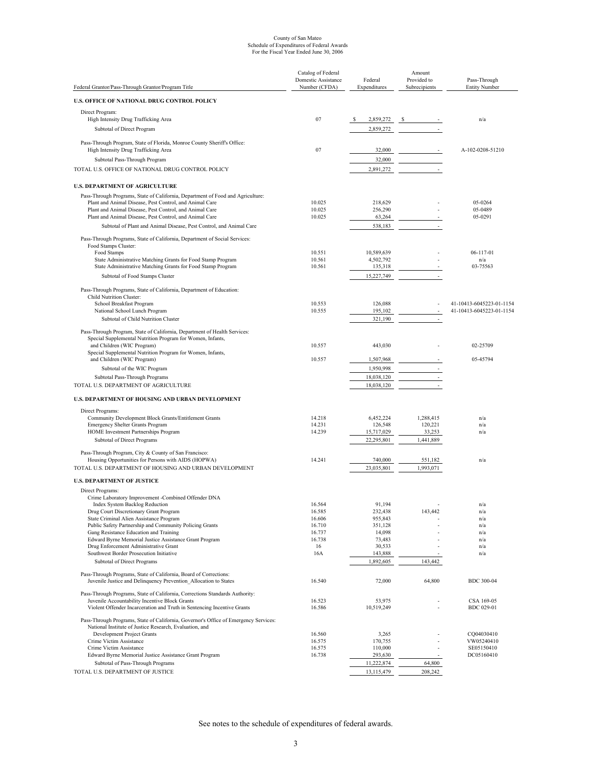County of San Mateo
Schedule of Expenditures of Federal Awards
For the Fiscal Year Ended June 30, 2006

| Federal Grantor/Pass-Through Grantor/Program Title | Catalog of Federal Domestic Assistance Number (CFDA) | Federal Expenditures | Amount Provided to Subrecipients | Pass-Through Entity Number |
|---|---|---|---|---|
| **U.S. OFFICE OF NATIONAL DRUG CONTROL POLICY** | | | | |
| Direct Program: | | | | |
| High Intensity Drug Trafficking Area | 07 | $ 2,859,272 | $ - | n/a |
| Subtotal of Direct Program | | 2,859,272 | - | |
| Pass-Through Program, State of Florida, Monroe County Sheriff's Office: | | | | |
| High Intensity Drug Trafficking Area | 07 | 32,000 | - | A-102-0208-51210 |
| Subtotal Pass-Through Program | | 32,000 | | |
| TOTAL U.S. OFFICE OF NATIONAL DRUG CONTROL POLICY | | 2,891,272 | - | |
| **U.S. DEPARTMENT OF AGRICULTURE** | | | | |
| Pass-Through Programs, State of California, Department of Food and Agriculture: | | | | |
| Plant and Animal Disease, Pest Control, and Animal Care | 10.025 | 218,629 | - | 05-0264 |
| Plant and Animal Disease, Pest Control, and Animal Care | 10.025 | 256,290 | - | 05-0489 |
| Plant and Animal Disease, Pest Control, and Animal Care | 10.025 | 63,264 | - | 05-0291 |
| Subtotal of Plant and Animal Disease, Pest Control, and Animal Care | | 538,183 | - | |
| Pass-Through Programs, State of California, Department of Social Services: | | | | |
| Food Stamps Cluster: | | | | |
| Food Stamps | 10.551 | 10,589,639 | - | 06-117-01 |
| State Administrative Matching Grants for Food Stamp Program | 10.561 | 4,502,792 | - | n/a |
| State Administrative Matching Grants for Food Stamp Program | 10.561 | 135,318 | - | 03-75563 |
| Subtotal of Food Stamps Cluster | | 15,227,749 | - | |
| Pass-Through Programs, State of California, Department of Education: | | | | |
| Child Nutrition Cluster: | | | | |
| School Breakfast Program | 10.553 | 126,088 | - | 41-10413-6045223-01-1154 |
| National School Lunch Program | 10.555 | 195,102 | - | 41-10413-6045223-01-1154 |
| Subtotal of Child Nutrition Cluster | | 321,190 | - | |
| Pass-Through Program, State of California, Department of Health Services: | | | | |
| Special Supplemental Nutrition Program for Women, Infants, and Children (WIC Program) | 10.557 | 443,030 | - | 02-25709 |
| Special Supplemental Nutrition Program for Women, Infants, and Children (WIC Program) | 10.557 | 1,507,968 | - | 05-45794 |
| Subtotal of the WIC Program | | 1,950,998 | - | |
| Subtotal Pass-Through Programs | | 18,038,120 | - | |
| TOTAL U.S. DEPARTMENT OF AGRICULTURE | | 18,038,120 | - | |
| **U.S. DEPARTMENT OF HOUSING AND URBAN DEVELOPMENT** | | | | |
| Direct Programs: | | | | |
| Community Development Block Grants/Entitlement Grants | 14.218 | 6,452,224 | 1,288,415 | n/a |
| Emergency Shelter Grants Program | 14.231 | 126,548 | 120,221 | n/a |
| HOME Investment Partnerships Program | 14.239 | 15,717,029 | 33,253 | n/a |
| Subtotal of Direct Programs | | 22,295,801 | 1,441,889 | |
| Pass-Through Program, City & County of San Francisco: | | | | |
| Housing Opportunities for Persons with AIDS (HOPWA) | 14.241 | 740,000 | 551,182 | n/a |
| TOTAL U.S. DEPARTMENT OF HOUSING AND URBAN DEVELOPMENT | | 23,035,801 | 1,993,071 | |
| **U.S. DEPARTMENT OF JUSTICE** | | | | |
| Direct Programs: | | | | |
| Crime Laboratory Improvement -Combined Offender DNA Index System Backlog Reduction | 16.564 | 91,194 | - | n/a |
| Drug Court Discretionary Grant Program | 16.585 | 232,438 | 143,442 | n/a |
| State Criminal Alien Assistance Program | 16.606 | 955,843 | - | n/a |
| Public Safety Partnership and Community Policing Grants | 16.710 | 351,128 | - | n/a |
| Gang Resistance Education and Training | 16.737 | 14,098 | - | n/a |
| Edward Byrne Memorial Justice Assistance Grant Program | 16.738 | 73,483 | - | n/a |
| Drug Enforcement Administrative Grant | 16 | 30,533 | - | n/a |
| Southwest Border Prosecution Initiative | 16A | 143,888 | - | n/a |
| Subtotal of Direct Programs | | 1,892,605 | 143,442 | |
| Pass-Through Programs, State of California, Board of Corrections: | | | | |
| Juvenile Justice and Delinquency Prevention_Allocation to States | 16.540 | 72,000 | 64,800 | BDC 300-04 |
| Pass-Through Programs, State of California, Corrections Standards Authority: | | | | |
| Juvenile Accountability Incentive Block Grants | 16.523 | 53,975 | - | CSA 169-05 |
| Violent Offender Incarceration and Truth in Sentencing Incentive Grants | 16.586 | 10,519,249 | - | BDC 029-01 |
| Pass-Through Programs, State of California, Governor's Office of Emergency Services: | | | | |
| National Institute of Justice Research, Evaluation, and Development Project Grants | 16.560 | 3,265 | - | CQ04030410 |
| Crime Victim Assistance | 16.575 | 170,755 | - | VW05240410 |
| Crime Victim Assistance | 16.575 | 110,000 | - | SE05150410 |
| Edward Byrne Memorial Justice Assistance Grant Program | 16.738 | 293,630 | - | DC05160410 |
| Subtotal of Pass-Through Programs | | 11,222,874 | 64,800 | |
| TOTAL U.S. DEPARTMENT OF JUSTICE | | 13,115,479 | 208,242 | |

See notes to the schedule of expenditures of federal awards.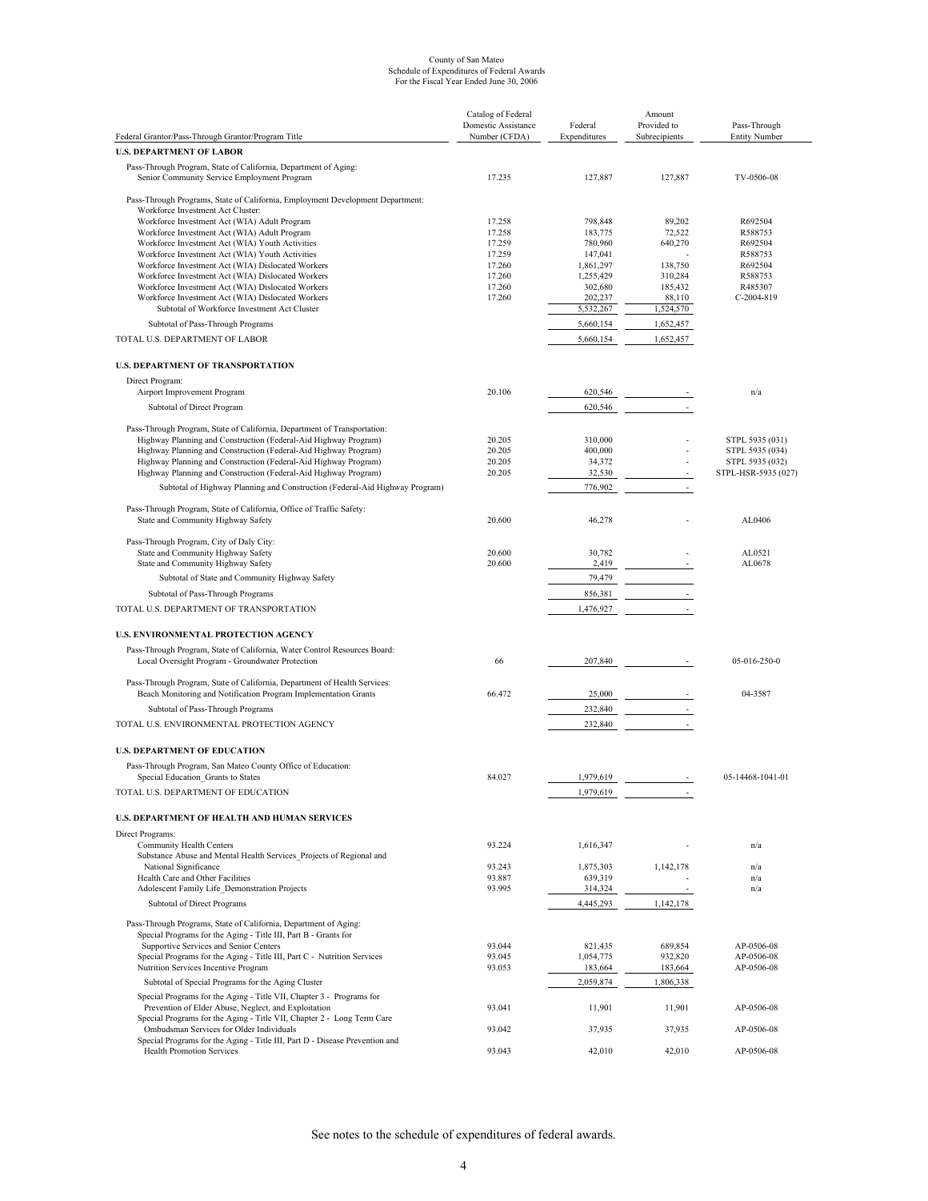County of San Mateo
Schedule of Expenditures of Federal Awards
For the Fiscal Year Ended June 30, 2006

| Federal Grantor/Pass-Through Grantor/Program Title | Catalog of Federal Domestic Assistance Number (CFDA) | Federal Expenditures | Amount Provided to Subrecipients | Pass-Through Entity Number |
|---|---|---|---|---|
| **U.S. DEPARTMENT OF LABOR** | | | | |
| Pass-Through Program, State of California, Department of Aging: | | | | |
| Senior Community Service Employment Program | 17.235 | 127,887 | 127,887 | TV-0506-08 |
| Pass-Through Programs, State of California, Employment Development Department: | | | | |
| Workforce Investment Act Cluster: | | | | |
| Workforce Investment Act (WIA) Adult Program | 17.258 | 798,848 | 89,202 | R692504 |
| Workforce Investment Act (WIA) Adult Program | 17.258 | 183,775 | 72,522 | R588753 |
| Workforce Investment Act (WIA) Youth Activities | 17.259 | 780,960 | 640,270 | R692504 |
| Workforce Investment Act (WIA) Youth Activities | 17.259 | 147,041 | - | R588753 |
| Workforce Investment Act (WIA) Dislocated Workers | 17.260 | 1,861,297 | 138,750 | R692504 |
| Workforce Investment Act (WIA) Dislocated Workers | 17.260 | 1,255,429 | 310,284 | R588753 |
| Workforce Investment Act (WIA) Dislocated Workers | 17.260 | 302,680 | 185,432 | R485307 |
| Workforce Investment Act (WIA) Dislocated Workers | 17.260 | 202,237 | 88,110 | C-2004-819 |
| Subtotal of Workforce Investment Act Cluster | | 5,532,267 | 1,524,570 | |
| Subtotal of Pass-Through Programs | | 5,660,154 | 1,652,457 | |
| TOTAL U.S. DEPARTMENT OF LABOR | | 5,660,154 | 1,652,457 | |
| **U.S. DEPARTMENT OF TRANSPORTATION** | | | | |
| Direct Program: | | | | |
| Airport Improvement Program | 20.106 | 620,546 | - | n/a |
| Subtotal of Direct Program | | 620,546 | - | |
| Pass-Through Program, State of California, Department of Transportation: | | | | |
| Highway Planning and Construction (Federal-Aid Highway Program) | 20.205 | 310,000 | - | STPL 5935 (031) |
| Highway Planning and Construction (Federal-Aid Highway Program) | 20.205 | 400,000 | - | STPL 5935 (034) |
| Highway Planning and Construction (Federal-Aid Highway Program) | 20.205 | 34,372 | - | STPL 5935 (032) |
| Highway Planning and Construction (Federal-Aid Highway Program) | 20.205 | 32,530 | - | STPL-HSR-5935 (027) |
| Subtotal of Highway Planning and Construction (Federal-Aid Highway Program) | | 776,902 | - | |
| Pass-Through Program, State of California, Office of Traffic Safety: | | | | |
| State and Community Highway Safety | 20.600 | 46,278 | - | AL0406 |
| Pass-Through Program, City of Daly City: | | | | |
| State and Community Highway Safety | 20.600 | 30,782 | - | AL0521 |
| State and Community Highway Safety | 20.600 | 2,419 | - | AL0678 |
| Subtotal of State and Community Highway Safety | | 79,479 | | |
| Subtotal of Pass-Through Programs | | 856,381 | - | |
| TOTAL U.S. DEPARTMENT OF TRANSPORTATION | | 1,476,927 | - | |
| **U.S. ENVIRONMENTAL PROTECTION AGENCY** | | | | |
| Pass-Through Program, State of California, Water Control Resources Board: | | | | |
| Local Oversight Program - Groundwater Protection | 66 | 207,840 | - | 05-016-250-0 |
| Pass-Through Program, State of California, Department of Health Services: | | | | |
| Beach Monitoring and Notification Program Implementation Grants | 66.472 | 25,000 | - | 04-3587 |
| Subtotal of Pass-Through Programs | | 232,840 | - | |
| TOTAL U.S. ENVIRONMENTAL PROTECTION AGENCY | | 232,840 | - | |
| **U.S. DEPARTMENT OF EDUCATION** | | | | |
| Pass-Through Program, San Mateo County Office of Education: | | | | |
| Special Education_Grants to States | 84.027 | 1,979,619 | - | 05-14468-1041-01 |
| TOTAL U.S. DEPARTMENT OF EDUCATION | | 1,979,619 | - | |
| **U.S. DEPARTMENT OF HEALTH AND HUMAN SERVICES** | | | | |
| Direct Programs: | | | | |
| Community Health Centers | 93.224 | 1,616,347 | - | n/a |
| Substance Abuse and Mental Health Services_Projects of Regional and National Significance | 93.243 | 1,875,303 | 1,142,178 | n/a |
| Health Care and Other Facilities | 93.887 | 639,319 | - | n/a |
| Adolescent Family Life_Demonstration Projects | 93.995 | 314,324 | - | n/a |
| Subtotal of Direct Programs | | 4,445,293 | 1,142,178 | |
| Pass-Through Programs, State of California, Department of Aging: | | | | |
| Special Programs for the Aging - Title III, Part B - Grants for Supportive Services and Senior Centers | 93.044 | 821,435 | 689,854 | AP-0506-08 |
| Special Programs for the Aging - Title III, Part C - Nutrition Services | 93.045 | 1,054,775 | 932,820 | AP-0506-08 |
| Nutrition Services Incentive Program | 93.053 | 183,664 | 183,664 | AP-0506-08 |
| Subtotal of Special Programs for the Aging Cluster | | 2,059,874 | 1,806,338 | |
| Special Programs for the Aging - Title VII, Chapter 3 - Programs for Prevention of Elder Abuse, Neglect, and Exploitation | 93.041 | 11,901 | 11,901 | AP-0506-08 |
| Special Programs for the Aging - Title VII, Chapter 2 - Long Term Care Ombudsman Services for Older Individuals | 93.042 | 37,935 | 37,935 | AP-0506-08 |
| Special Programs for the Aging - Title III, Part D - Disease Prevention and Health Promotion Services | 93.043 | 42,010 | 42,010 | AP-0506-08 |

See notes to the schedule of expenditures of federal awards.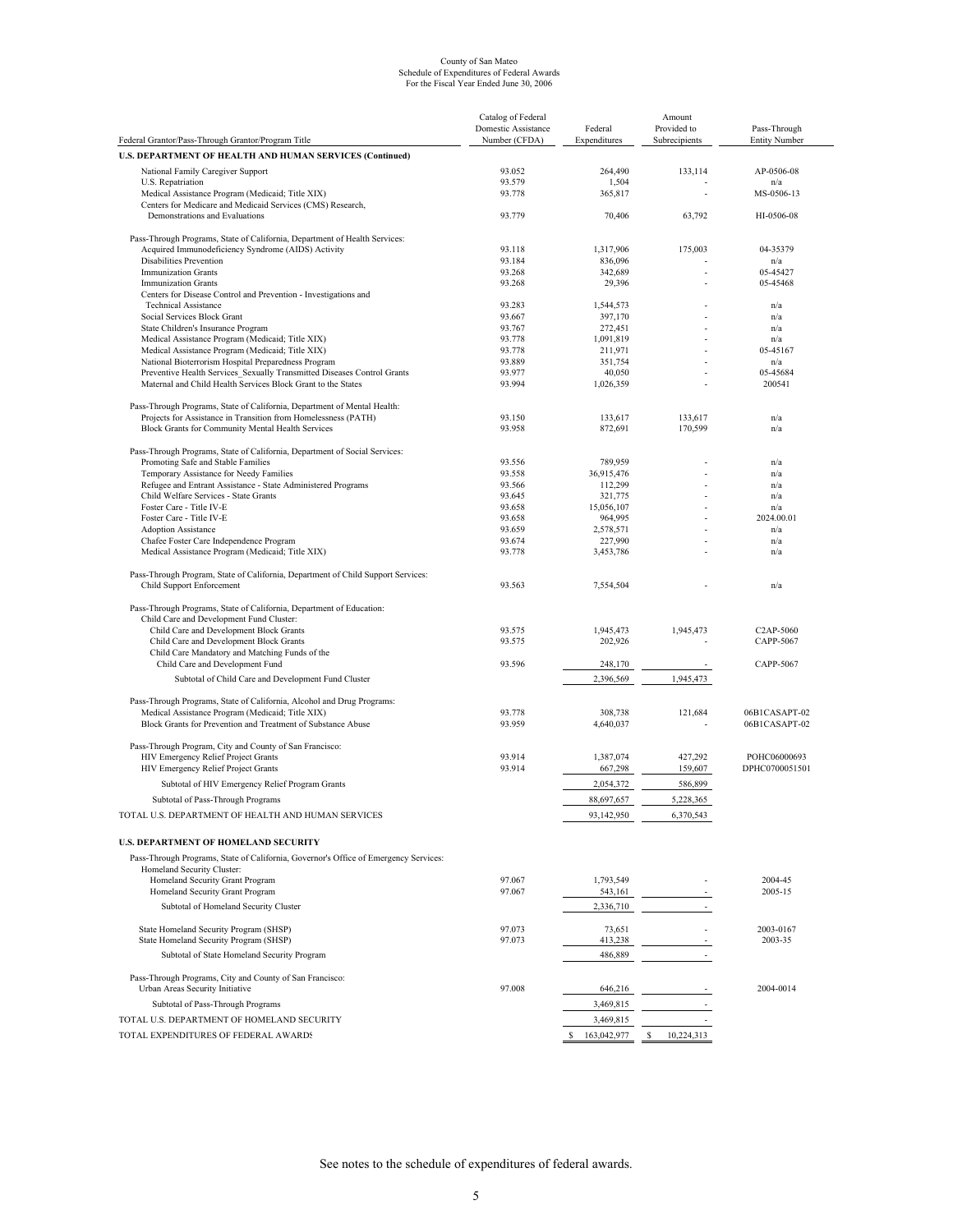County of San Mateo
Schedule of Expenditures of Federal Awards
For the Fiscal Year Ended June 30, 2006

| Federal Grantor/Pass-Through Grantor/Program Title | Catalog of Federal Domestic Assistance Number (CFDA) | Federal Expenditures | Amount Provided to Subrecipients | Pass-Through Entity Number |
|---|---|---|---|---|
| **U.S. DEPARTMENT OF HEALTH AND HUMAN SERVICES (Continued)** | | | | |
| National Family Caregiver Support | 93.052 | 264,490 | 133,114 | AP-0506-08 |
| U.S. Repatriation | 93.579 | 1,504 | - | n/a |
| Medical Assistance Program (Medicaid; Title XIX) | 93.778 | 365,817 | - | MS-0506-13 |
| Centers for Medicare and Medicaid Services (CMS) Research, Demonstrations and Evaluations | 93.779 | 70,406 | 63,792 | HI-0506-08 |
| Pass-Through Programs, State of California, Department of Health Services: | | | | |
| Acquired Immunodeficiency Syndrome (AIDS) Activity | 93.118 | 1,317,906 | 175,003 | 04-35379 |
| Disabilities Prevention | 93.184 | 836,096 | - | n/a |
| Immunization Grants | 93.268 | 342,689 | - | 05-45427 |
| Immunization Grants | 93.268 | 29,396 | - | 05-45468 |
| Centers for Disease Control and Prevention - Investigations and Technical Assistance | 93.283 | 1,544,573 | - | n/a |
| Social Services Block Grant | 93.667 | 397,170 | - | n/a |
| State Children's Insurance Program | 93.767 | 272,451 | - | n/a |
| Medical Assistance Program (Medicaid; Title XIX) | 93.778 | 1,091,819 | - | n/a |
| Medical Assistance Program (Medicaid; Title XIX) | 93.778 | 211,971 | - | 05-45167 |
| National Bioterrorism Hospital Preparedness Program | 93.889 | 351,754 | - | n/a |
| Preventive Health Services_Sexually Transmitted Diseases Control Grants | 93.977 | 40,050 | - | 05-45684 |
| Maternal and Child Health Services Block Grant to the States | 93.994 | 1,026,359 | - | 200541 |
| Pass-Through Programs, State of California, Department of Mental Health: | | | | |
| Projects for Assistance in Transition from Homelessness (PATH) | 93.150 | 133,617 | 133,617 | n/a |
| Block Grants for Community Mental Health Services | 93.958 | 872,691 | 170,599 | n/a |
| Pass-Through Programs, State of California, Department of Social Services: | | | | |
| Promoting Safe and Stable Families | 93.556 | 789,959 | - | n/a |
| Temporary Assistance for Needy Families | 93.558 | 36,915,476 | - | n/a |
| Refugee and Entrant Assistance - State Administered Programs | 93.566 | 112,299 | - | n/a |
| Child Welfare Services - State Grants | 93.645 | 321,775 | - | n/a |
| Foster Care - Title IV-E | 93.658 | 15,056,107 | - | n/a |
| Foster Care - Title IV-E | 93.658 | 964,995 | - | 2024.00.01 |
| Adoption Assistance | 93.659 | 2,578,571 | - | n/a |
| Chafee Foster Care Independence Program | 93.674 | 227,990 | - | n/a |
| Medical Assistance Program (Medicaid; Title XIX) | 93.778 | 3,453,786 | - | n/a |
| Pass-Through Program, State of California, Department of Child Support Services: | | | | |
| Child Support Enforcement | 93.563 | 7,554,504 | - | n/a |
| Pass-Through Programs, State of California, Department of Education: | | | | |
| Child Care and Development Fund Cluster: | | | | |
| Child Care and Development Block Grants | 93.575 | 1,945,473 | 1,945,473 | C2AP-5060 |
| Child Care and Development Block Grants | 93.575 | 202,926 | - | CAPP-5067 |
| Child Care Mandatory and Matching Funds of the Child Care and Development Fund | 93.596 | 248,170 | - | CAPP-5067 |
| Subtotal of Child Care and Development Fund Cluster | | 2,396,569 | 1,945,473 | |
| Pass-Through Programs, State of California, Alcohol and Drug Programs: | | | | |
| Medical Assistance Program (Medicaid; Title XIX) | 93.778 | 308,738 | 121,684 | 06B1CASAPT-02 |
| Block Grants for Prevention and Treatment of Substance Abuse | 93.959 | 4,640,037 | - | 06B1CASAPT-02 |
| Pass-Through Program, City and County of San Francisco: | | | | |
| HIV Emergency Relief Project Grants | 93.914 | 1,387,074 | 427,292 | POHC06000693 |
| HIV Emergency Relief Project Grants | 93.914 | 667,298 | 159,607 | DPHC0700051501 |
| Subtotal of HIV Emergency Relief Program Grants | | 2,054,372 | 586,899 | |
| Subtotal of Pass-Through Programs | | 88,697,657 | 5,228,365 | |
| TOTAL U.S. DEPARTMENT OF HEALTH AND HUMAN SERVICES | | 93,142,950 | 6,370,543 | |
| **U.S. DEPARTMENT OF HOMELAND SECURITY** | | | | |
| Pass-Through Programs, State of California, Governor's Office of Emergency Services: | | | | |
| Homeland Security Cluster: | | | | |
| Homeland Security Grant Program | 97.067 | 1,793,549 | - | 2004-45 |
| Homeland Security Grant Program | 97.067 | 543,161 | - | 2005-15 |
| Subtotal of Homeland Security Cluster | | 2,336,710 | - | |
| State Homeland Security Program (SHSP) | 97.073 | 73,651 | - | 2003-0167 |
| State Homeland Security Program (SHSP) | 97.073 | 413,238 | - | 2003-35 |
| Subtotal of State Homeland Security Program | | 486,889 | - | |
| Pass-Through Programs, City and County of San Francisco: | | | | |
| Urban Areas Security Initiative | 97.008 | 646,216 | - | 2004-0014 |
| Subtotal of Pass-Through Programs | | 3,469,815 | - | |
| TOTAL U.S. DEPARTMENT OF HOMELAND SECURITY | | 3,469,815 | - | |
| TOTAL EXPENDITURES OF FEDERAL AWARDS | | $ 163,042,977 | $ 10,224,313 | |

See notes to the schedule of expenditures of federal awards.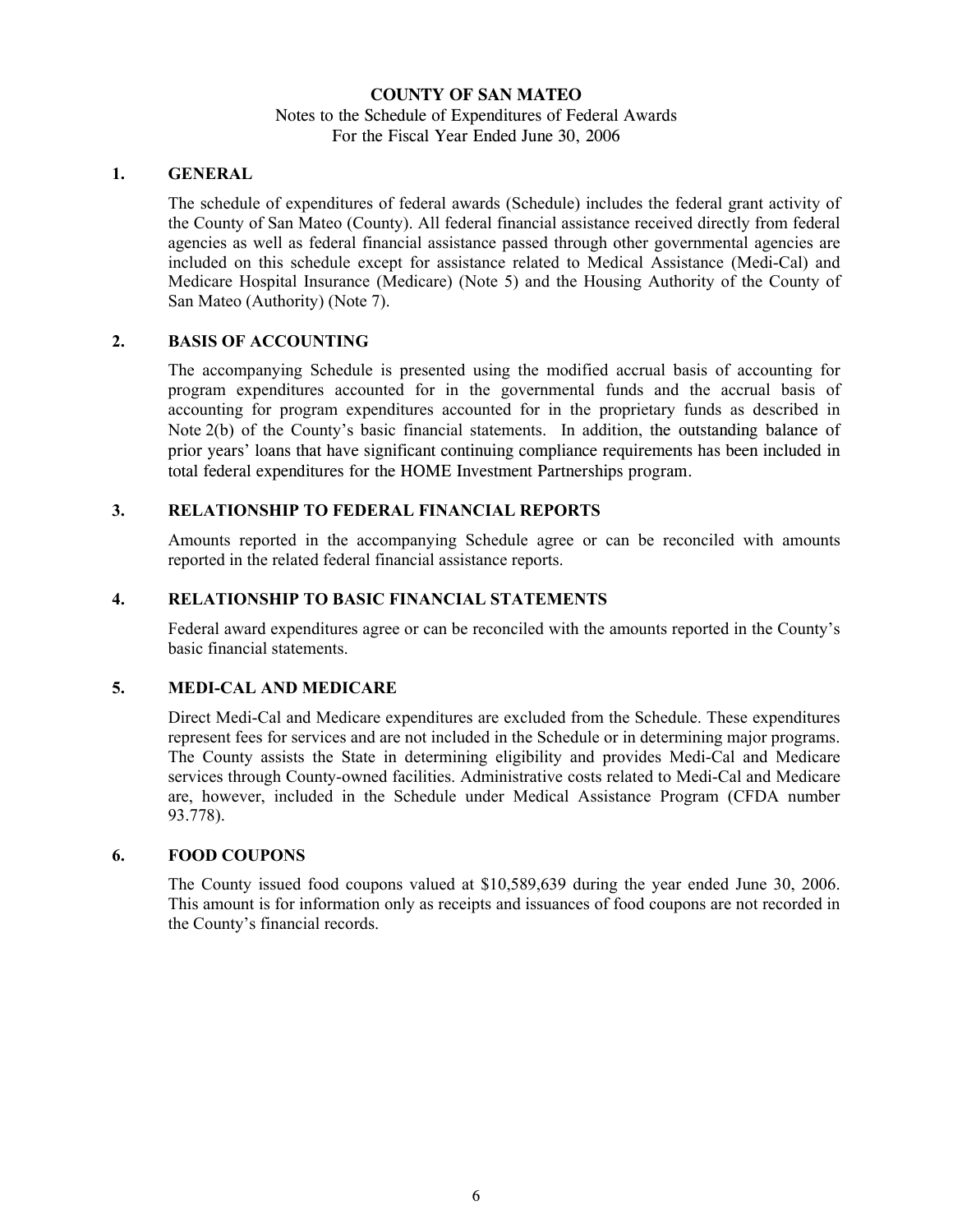# COUNTY OF SAN MATEO

Notes to the Schedule of Expenditures of Federal Awards
For the Fiscal Year Ended June 30, 2006

## 1. GENERAL

The schedule of expenditures of federal awards (Schedule) includes the federal grant activity of the County of San Mateo (County). All federal financial assistance received directly from federal agencies as well as federal financial assistance passed through other governmental agencies are included on this schedule except for assistance related to Medical Assistance (Medi-Cal) and Medicare Hospital Insurance (Medicare) (Note 5) and the Housing Authority of the County of San Mateo (Authority) (Note 7).

## 2. BASIS OF ACCOUNTING

The accompanying Schedule is presented using the modified accrual basis of accounting for program expenditures accounted for in the governmental funds and the accrual basis of accounting for program expenditures accounted for in the proprietary funds as described in Note 2(b) of the County's basic financial statements. In addition, the outstanding balance of prior years' loans that have significant continuing compliance requirements has been included in total federal expenditures for the HOME Investment Partnerships program.

## 3. RELATIONSHIP TO FEDERAL FINANCIAL REPORTS

Amounts reported in the accompanying Schedule agree or can be reconciled with amounts reported in the related federal financial assistance reports.

## 4. RELATIONSHIP TO BASIC FINANCIAL STATEMENTS

Federal award expenditures agree or can be reconciled with the amounts reported in the County's basic financial statements.

## 5. MEDI-CAL AND MEDICARE

Direct Medi-Cal and Medicare expenditures are excluded from the Schedule. These expenditures represent fees for services and are not included in the Schedule or in determining major programs. The County assists the State in determining eligibility and provides Medi-Cal and Medicare services through County-owned facilities. Administrative costs related to Medi-Cal and Medicare are, however, included in the Schedule under Medical Assistance Program (CFDA number 93.778).

## 6. FOOD COUPONS

The County issued food coupons valued at $10,589,639 during the year ended June 30, 2006. This amount is for information only as receipts and issuances of food coupons are not recorded in the County's financial records.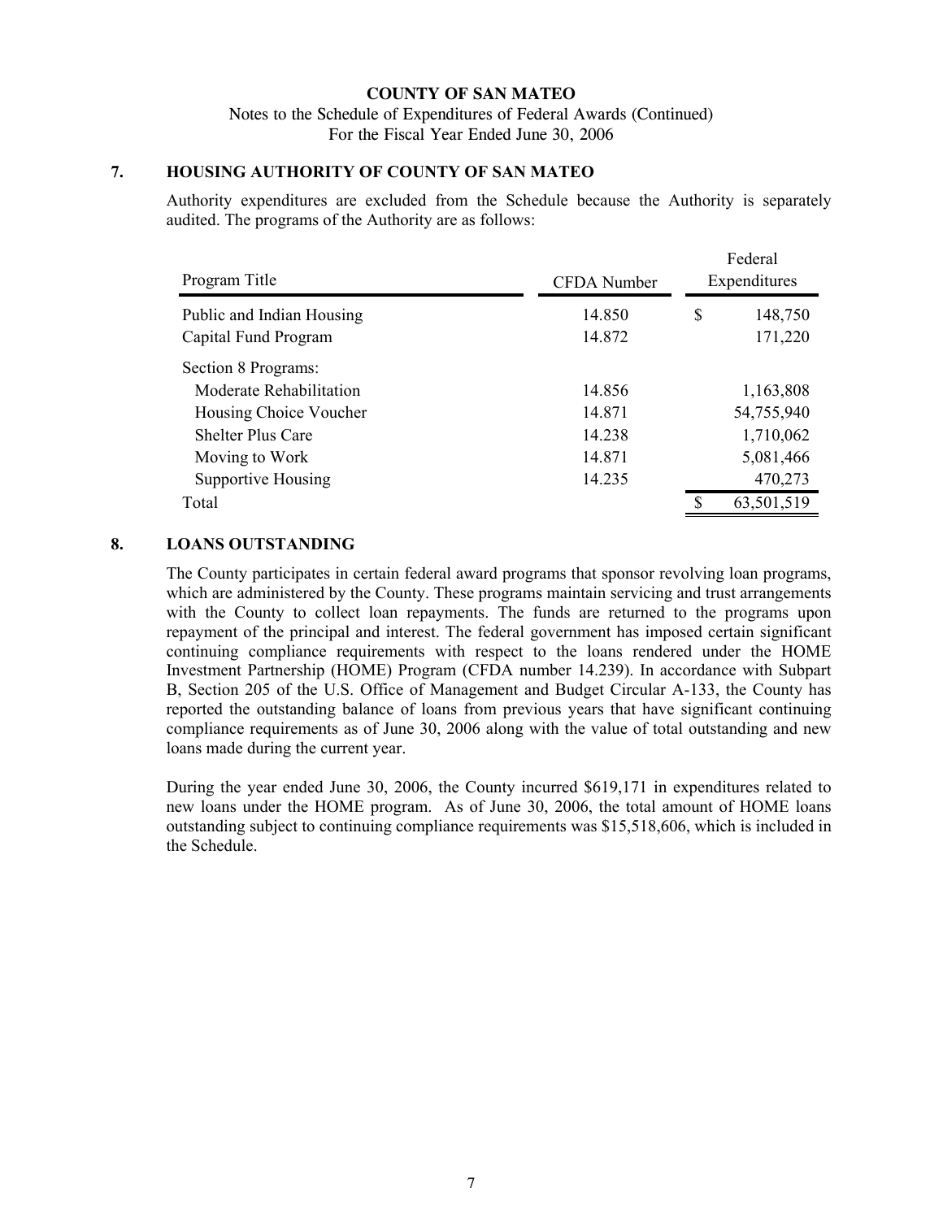**COUNTY OF SAN MATEO**

Notes to the Schedule of Expenditures of Federal Awards (Continued)

For the Fiscal Year Ended June 30, 2006

## 7. HOUSING AUTHORITY OF COUNTY OF SAN MATEO

Authority expenditures are excluded from the Schedule because the Authority is separately audited. The programs of the Authority are as follows:

| Program Title | CFDA Number | Federal Expenditures |
|---|---|---|
| Public and Indian Housing | 14.850 | $ 148,750 |
| Capital Fund Program | 14.872 | 171,220 |
| Section 8 Programs: | | |
| Moderate Rehabilitation | 14.856 | 1,163,808 |
| Housing Choice Voucher | 14.871 | 54,755,940 |
| Shelter Plus Care | 14.238 | 1,710,062 |
| Moving to Work | 14.871 | 5,081,466 |
| Supportive Housing | 14.235 | 470,273 |
| Total | | $ 63,501,519 |

## 8. LOANS OUTSTANDING

The County participates in certain federal award programs that sponsor revolving loan programs, which are administered by the County. These programs maintain servicing and trust arrangements with the County to collect loan repayments. The funds are returned to the programs upon repayment of the principal and interest. The federal government has imposed certain significant continuing compliance requirements with respect to the loans rendered under the HOME Investment Partnership (HOME) Program (CFDA number 14.239). In accordance with Subpart B, Section 205 of the U.S. Office of Management and Budget Circular A-133, the County has reported the outstanding balance of loans from previous years that have significant continuing compliance requirements as of June 30, 2006 along with the value of total outstanding and new loans made during the current year.

During the year ended June 30, 2006, the County incurred $619,171 in expenditures related to new loans under the HOME program. As of June 30, 2006, the total amount of HOME loans outstanding subject to continuing compliance requirements was $15,518,606, which is included in the Schedule.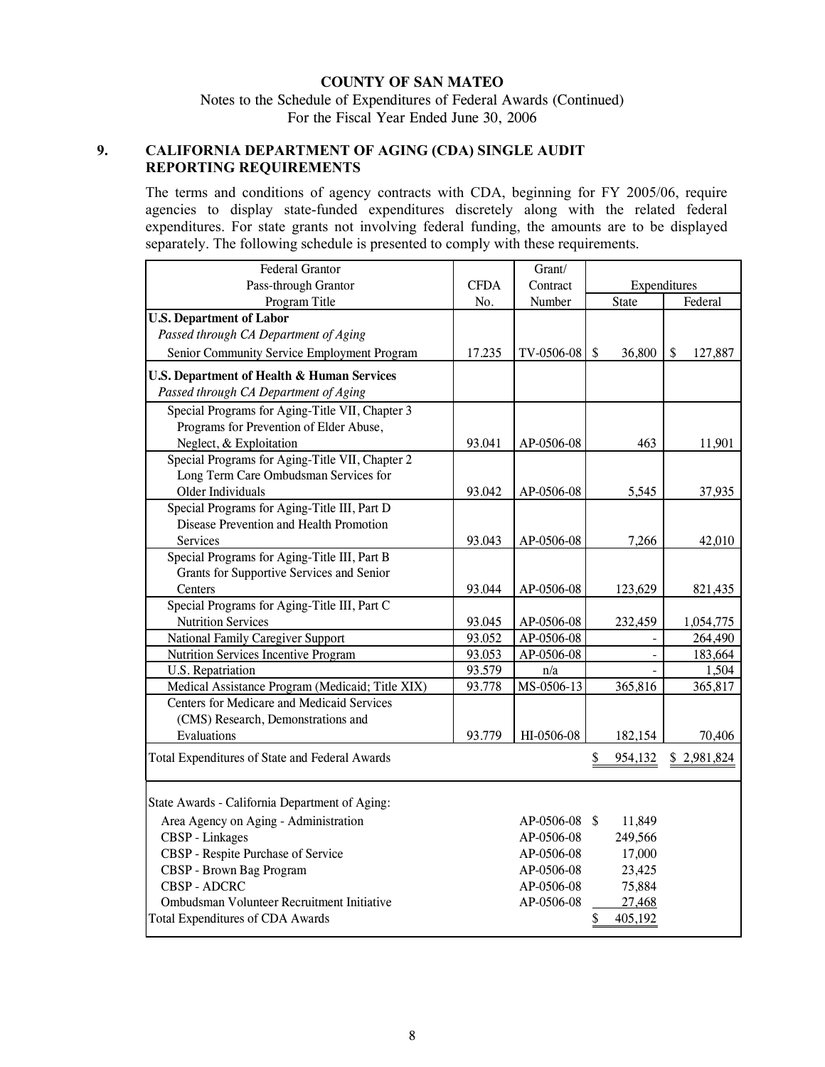# COUNTY OF SAN MATEO

Notes to the Schedule of Expenditures of Federal Awards (Continued)
For the Fiscal Year Ended June 30, 2006

## 9. CALIFORNIA DEPARTMENT OF AGING (CDA) SINGLE AUDIT REPORTING REQUIREMENTS

The terms and conditions of agency contracts with CDA, beginning for FY 2005/06, require agencies to display state-funded expenditures discretely along with the related federal expenditures. For state grants not involving federal funding, the amounts are to be displayed separately. The following schedule is presented to comply with these requirements.

| Federal Grantor<br>Pass-through Grantor<br>Program Title | CFDA<br>No. | Grant/<br>Contract<br>Number | Expenditures<br>State | <br>Federal |
|---|---|---|---|---|
| **U.S. Department of Labor** | | | | |
| *Passed through CA Department of Aging* | | | | |
| Senior Community Service Employment Program | 17.235 | TV-0506-08 | $ 36,800 | $ 127,887 |
| **U.S. Department of Health & Human Services** | | | | |
| *Passed through CA Department of Aging* | | | | |
| Special Programs for Aging-Title VII, Chapter 3 Programs for Prevention of Elder Abuse, Neglect, & Exploitation | 93.041 | AP-0506-08 | 463 | 11,901 |
| Special Programs for Aging-Title VII, Chapter 2 Long Term Care Ombudsman Services for Older Individuals | 93.042 | AP-0506-08 | 5,545 | 37,935 |
| Special Programs for Aging-Title III, Part D Disease Prevention and Health Promotion Services | 93.043 | AP-0506-08 | 7,266 | 42,010 |
| Special Programs for Aging-Title III, Part B Grants for Supportive Services and Senior Centers | 93.044 | AP-0506-08 | 123,629 | 821,435 |
| Special Programs for Aging-Title III, Part C Nutrition Services | 93.045 | AP-0506-08 | 232,459 | 1,054,775 |
| National Family Caregiver Support | 93.052 | AP-0506-08 | - | 264,490 |
| Nutrition Services Incentive Program | 93.053 | AP-0506-08 | - | 183,664 |
| U.S. Repatriation | 93.579 | n/a | - | 1,504 |
| Medical Assistance Program (Medicaid; Title XIX) | 93.778 | MS-0506-13 | 365,816 | 365,817 |
| Centers for Medicare and Medicaid Services (CMS) Research, Demonstrations and Evaluations | 93.779 | HI-0506-08 | 182,154 | 70,406 |
| Total Expenditures of State and Federal Awards | | | $ 954,132 | $ 2,981,824 |

| State Awards - California Department of Aging: | | |
|---|---|---|
| Area Agency on Aging - Administration | AP-0506-08 | $ 11,849 |
| CBSP - Linkages | AP-0506-08 | 249,566 |
| CBSP - Respite Purchase of Service | AP-0506-08 | 17,000 |
| CBSP - Brown Bag Program | AP-0506-08 | 23,425 |
| CBSP - ADCRC | AP-0506-08 | 75,884 |
| Ombudsman Volunteer Recruitment Initiative | AP-0506-08 | 27,468 |
| Total Expenditures of CDA Awards | | $ 405,192 |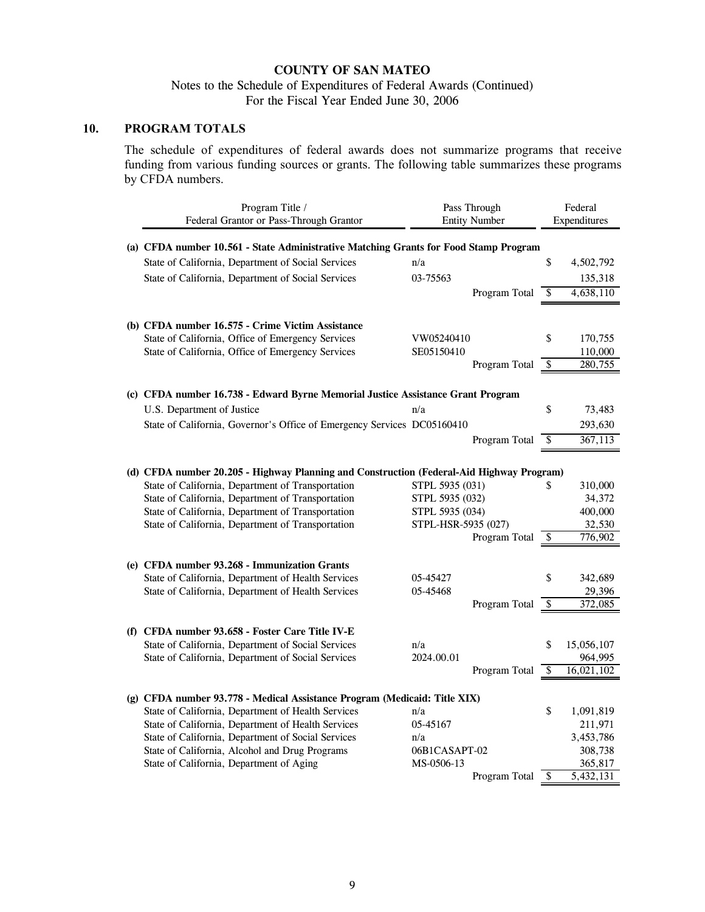**COUNTY OF SAN MATEO**

Notes to the Schedule of Expenditures of Federal Awards (Continued)

For the Fiscal Year Ended June 30, 2006

## 10. PROGRAM TOTALS

The schedule of expenditures of federal awards does not summarize programs that receive funding from various funding sources or grants. The following table summarizes these programs by CFDA numbers.

| Program Title / Federal Grantor or Pass-Through Grantor | Pass Through Entity Number | Federal Expenditures |
|---|---|---|
| **(a) CFDA number 10.561 - State Administrative Matching Grants for Food Stamp Program** | | |
| State of California, Department of Social Services | n/a | $ 4,502,792 |
| State of California, Department of Social Services | 03-75563 | 135,318 |
| | Program Total | $ 4,638,110 |
| **(b) CFDA number 16.575 - Crime Victim Assistance** | | |
| State of California, Office of Emergency Services | VW05240410 | $ 170,755 |
| State of California, Office of Emergency Services | SE05150410 | 110,000 |
| | Program Total | $ 280,755 |
| **(c) CFDA number 16.738 - Edward Byrne Memorial Justice Assistance Grant Program** | | |
| U.S. Department of Justice | n/a | $ 73,483 |
| State of California, Governor's Office of Emergency Services | DC05160410 | 293,630 |
| | Program Total | $ 367,113 |
| **(d) CFDA number 20.205 - Highway Planning and Construction (Federal-Aid Highway Program)** | | |
| State of California, Department of Transportation | STPL 5935 (031) | $ 310,000 |
| State of California, Department of Transportation | STPL 5935 (032) | 34,372 |
| State of California, Department of Transportation | STPL 5935 (034) | 400,000 |
| State of California, Department of Transportation | STPL-HSR-5935 (027) | 32,530 |
| | Program Total | $ 776,902 |
| **(e) CFDA number 93.268 - Immunization Grants** | | |
| State of California, Department of Health Services | 05-45427 | $ 342,689 |
| State of California, Department of Health Services | 05-45468 | 29,396 |
| | Program Total | $ 372,085 |
| **(f) CFDA number 93.658 - Foster Care Title IV-E** | | |
| State of California, Department of Social Services | n/a | $ 15,056,107 |
| State of California, Department of Social Services | 2024.00.01 | 964,995 |
| | Program Total | $ 16,021,102 |
| **(g) CFDA number 93.778 - Medical Assistance Program (Medicaid: Title XIX)** | | |
| State of California, Department of Health Services | n/a | $ 1,091,819 |
| State of California, Department of Health Services | 05-45167 | 211,971 |
| State of California, Department of Social Services | n/a | 3,453,786 |
| State of California, Alcohol and Drug Programs | 06B1CASAPT-02 | 308,738 |
| State of California, Department of Aging | MS-0506-13 | 365,817 |
| | Program Total | $ 5,432,131 |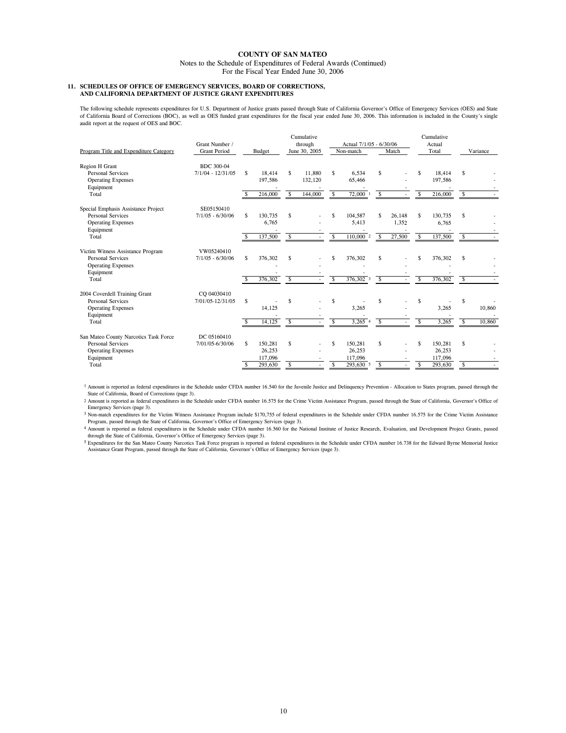# COUNTY OF SAN MATEO

Notes to the Schedule of Expenditures of Federal Awards (Continued)
For the Fiscal Year Ended June 30, 2006

## 11. SCHEDULES OF OFFICE OF EMERGENCY SERVICES, BOARD OF CORRECTIONS, AND CALIFORNIA DEPARTMENT OF JUSTICE GRANT EXPENDITURES

The following schedule represents expenditures for U.S. Department of Justice grants passed through State of California Governor's Office of Emergency Services (OES) and State of California Board of Corrections (BOC), as well as OES funded grant expenditures for the fiscal year ended June 30, 2006. This information is included in the County's single audit report at the request of OES and BOC.

| Program Title and Expenditure Category | Grant Number / Grant Period | Budget | Cumulative through June 30, 2005 | Actual 7/1/05 - 6/30/06 | | Cumulative Actual Total | Variance |
|---|---|---|---|---|---|---|---|
| | | | | Non-match | Match | | |
| Region H Grant | BDC 300-04 | | | | | | |
| Personal Services | 7/1/04 - 12/31/05 | $ 18,414 | $ 11,880 | $ 6,534 | $ - | $ 18,414 | $ - |
| Operating Expenses | | 197,586 | 132,120 | 65,466 | - | 197,586 | - |
| Equipment | | - | - | - | - | - | - |
| Total | | $ 216,000 | $ 144,000 | $ 72,000 [1] | $ - | $ 216,000 | $ - |
| Special Emphasis Assistance Project | SE05150410 | | | | | | |
| Personal Services | 7/1/05 - 6/30/06 | $ 130,735 | $ - | $ 104,587 | $ 26,148 | $ 130,735 | $ - |
| Operating Expenses | | 6,765 | - | 5,413 | 1,352 | 6,765 | - |
| Equipment | | - | - | - | - | - | - |
| Total | | $ 137,500 | $ - | $ 110,000 [2] | $ 27,500 | $ 137,500 | $ - |
| Victim Witness Assistance Program | VW05240410 | | | | | | |
| Personal Services | 7/1/05 - 6/30/06 | $ 376,302 | $ - | $ 376,302 | $ - | $ 376,302 | $ - |
| Operating Expenses | | - | - | - | - | - | - |
| Equipment | | - | - | - | - | - | - |
| Total | | $ 376,302 | $ - | $ 376,302 [3] | $ - | $ 376,302 | $ - |
| 2004 Coverdell Training Grant | CQ 04030410 | | | | | | |
| Personal Services | 7/01/05-12/31/05 | $ - | $ - | $ - | $ - | $ - | $ - |
| Operating Expenses | | 14,125 | - | 3,265 | - | 3,265 | 10,860 |
| Equipment | | - | - | - | - | - | - |
| Total | | $ 14,125 | $ - | $ 3,265 [4] | $ - | $ 3,265 | $ 10,860 |
| San Mateo County Narcotics Task Force | DC 05160410 | | | | | | |
| Personal Services | 7/01/05-6/30/06 | $ 150,281 | $ - | $ 150,281 | $ - | $ 150,281 | $ - |
| Operating Expenses | | 26,253 | - | 26,253 | - | 26,253 | - |
| Equipment | | 117,096 | - | 117,096 | - | 117,096 | - |
| Total | | $ 293,630 | $ - | $ 293,630 [5] | $ - | $ 293,630 | $ - |

[1] Amount is reported as federal expenditures in the Schedule under CFDA number 16.540 for the Juvenile Justice and Delinquency Prevention - Allocation to States program, passed through the State of California, Board of Corrections (page 3).

[2] Amount is reported as federal expenditures in the Schedule under CFDA number 16.575 for the Crime Victim Assistance Program, passed through the State of California, Governor's Office of Emergency Services (page 3).

[3] Non-match expenditures for the Victim Witness Assistance Program include $170,755 of federal expenditures in the Schedule under CFDA number 16.575 for the Crime Victim Assistance Program, passed through the State of California, Governor's Office of Emergency Services (page 3).

[4] Amount is reported as federal expenditures in the Schedule under CFDA number 16.560 for the National Institute of Justice Research, Evaluation, and Development Project Grants, passed through the State of California, Governor's Office of Emergency Services (page 3).

[5] Expenditures for the San Mateo County Narcotics Task Force program is reported as federal expenditures in the Schedule under CFDA number 16.738 for the Edward Byrne Memorial Justice Assistance Grant Program, passed through the State of California, Governor's Office of Emergency Services (page 3).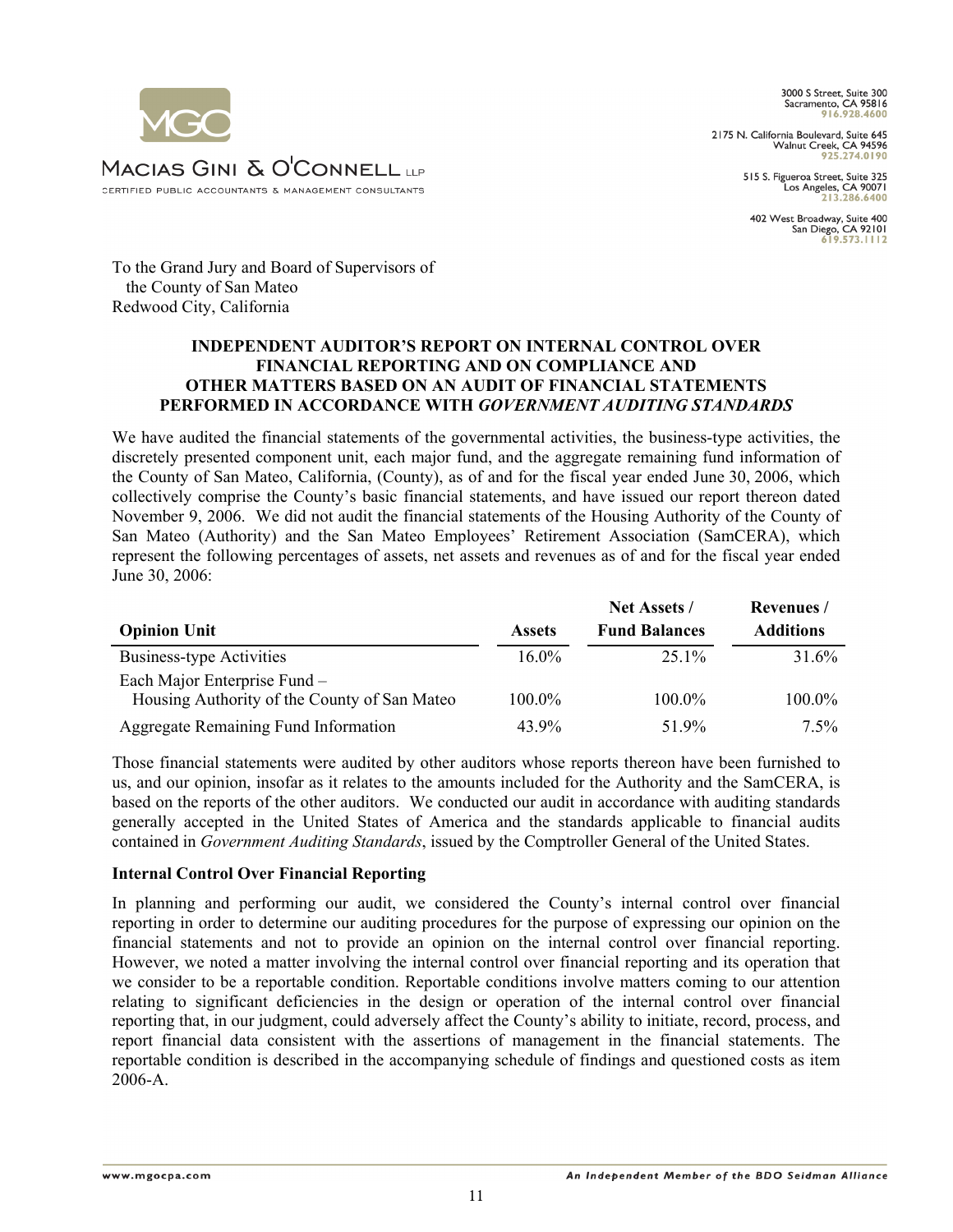MACIAS GINI & O'CONNELL LLP

CERTIFIED PUBLIC ACCOUNTANTS & MANAGEMENT CONSULTANTS

3000 S Street, Suite 300
Sacramento, CA 95816
916.928.4600

2175 N. California Boulevard, Suite 645
Walnut Creek, CA 94596
925.274.0190

515 S. Figueroa Street, Suite 325
Los Angeles, CA 90071
213.286.6400

402 West Broadway, Suite 400
San Diego, CA 92101
619.573.1112

To the Grand Jury and Board of Supervisors of
the County of San Mateo
Redwood City, California

**INDEPENDENT AUDITOR'S REPORT ON INTERNAL CONTROL OVER FINANCIAL REPORTING AND ON COMPLIANCE AND OTHER MATTERS BASED ON AN AUDIT OF FINANCIAL STATEMENTS PERFORMED IN ACCORDANCE WITH *GOVERNMENT AUDITING STANDARDS***

We have audited the financial statements of the governmental activities, the business-type activities, the discretely presented component unit, each major fund, and the aggregate remaining fund information of the County of San Mateo, California, (County), as of and for the fiscal year ended June 30, 2006, which collectively comprise the County's basic financial statements, and have issued our report thereon dated November 9, 2006. We did not audit the financial statements of the Housing Authority of the County of San Mateo (Authority) and the San Mateo Employees' Retirement Association (SamCERA), which represent the following percentages of assets, net assets and revenues as of and for the fiscal year ended June 30, 2006:

| Opinion Unit | Assets | Net Assets / Fund Balances | Revenues / Additions |
|---|---|---|---|
| Business-type Activities | 16.0% | 25.1% | 31.6% |
| Each Major Enterprise Fund – Housing Authority of the County of San Mateo | 100.0% | 100.0% | 100.0% |
| Aggregate Remaining Fund Information | 43.9% | 51.9% | 7.5% |

Those financial statements were audited by other auditors whose reports thereon have been furnished to us, and our opinion, insofar as it relates to the amounts included for the Authority and the SamCERA, is based on the reports of the other auditors. We conducted our audit in accordance with auditing standards generally accepted in the United States of America and the standards applicable to financial audits contained in *Government Auditing Standards*, issued by the Comptroller General of the United States.

**Internal Control Over Financial Reporting**

In planning and performing our audit, we considered the County's internal control over financial reporting in order to determine our auditing procedures for the purpose of expressing our opinion on the financial statements and not to provide an opinion on the internal control over financial reporting. However, we noted a matter involving the internal control over financial reporting and its operation that we consider to be a reportable condition. Reportable conditions involve matters coming to our attention relating to significant deficiencies in the design or operation of the internal control over financial reporting that, in our judgment, could adversely affect the County's ability to initiate, record, process, and report financial data consistent with the assertions of management in the financial statements. The reportable condition is described in the accompanying schedule of findings and questioned costs as item 2006-A.

www.mgocpa.com

*An Independent Member of the BDO Seidman Alliance*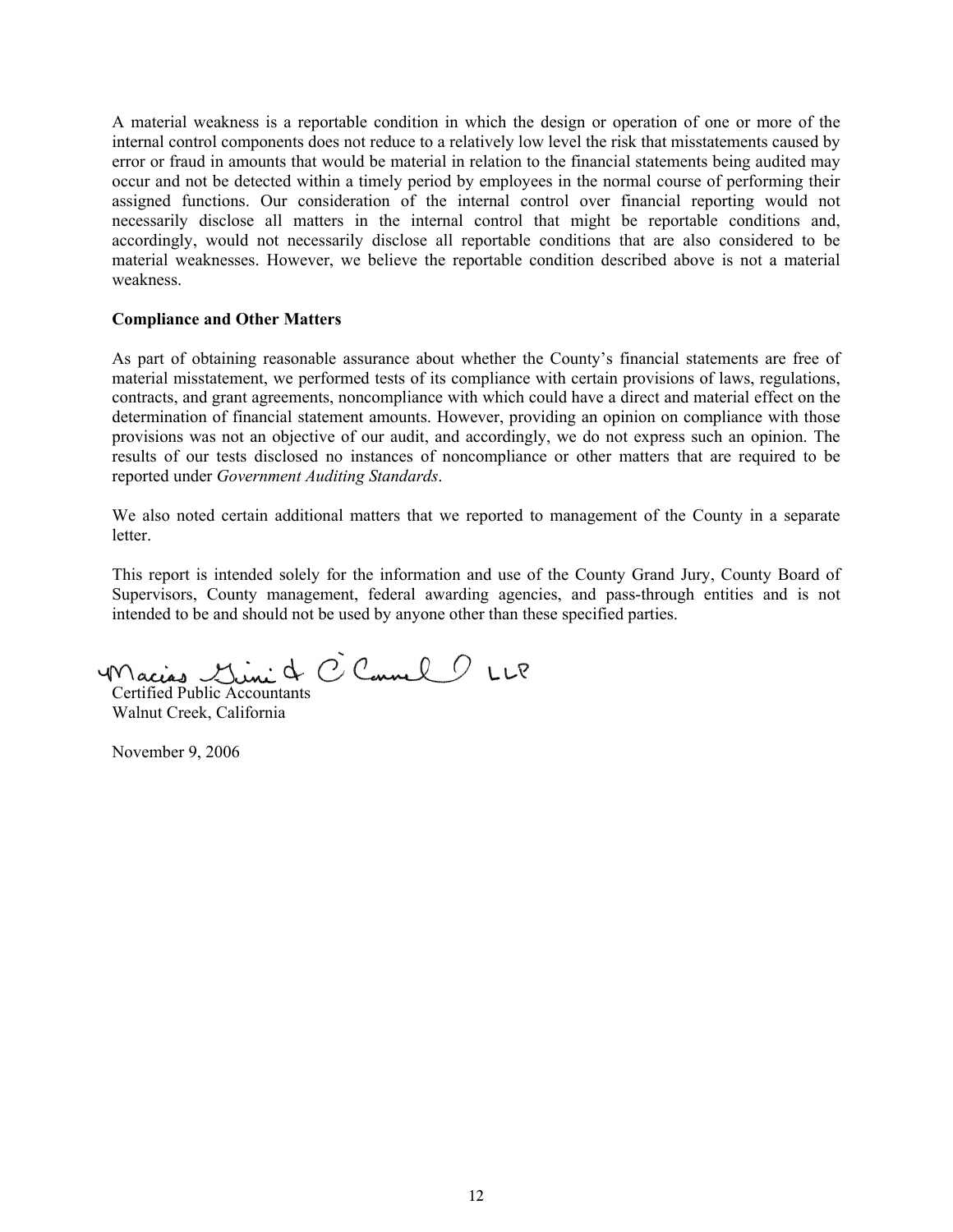A material weakness is a reportable condition in which the design or operation of one or more of the internal control components does not reduce to a relatively low level the risk that misstatements caused by error or fraud in amounts that would be material in relation to the financial statements being audited may occur and not be detected within a timely period by employees in the normal course of performing their assigned functions. Our consideration of the internal control over financial reporting would not necessarily disclose all matters in the internal control that might be reportable conditions and, accordingly, would not necessarily disclose all reportable conditions that are also considered to be material weaknesses. However, we believe the reportable condition described above is not a material weakness.

**Compliance and Other Matters**

As part of obtaining reasonable assurance about whether the County's financial statements are free of material misstatement, we performed tests of its compliance with certain provisions of laws, regulations, contracts, and grant agreements, noncompliance with which could have a direct and material effect on the determination of financial statement amounts. However, providing an opinion on compliance with those provisions was not an objective of our audit, and accordingly, we do not express such an opinion. The results of our tests disclosed no instances of noncompliance or other matters that are required to be reported under *Government Auditing Standards*.

We also noted certain additional matters that we reported to management of the County in a separate letter.

This report is intended solely for the information and use of the County Grand Jury, County Board of Supervisors, County management, federal awarding agencies, and pass-through entities and is not intended to be and should not be used by anyone other than these specified parties.

Macias Gini & O'Connell LLP
Certified Public Accountants
Walnut Creek, California

November 9, 2006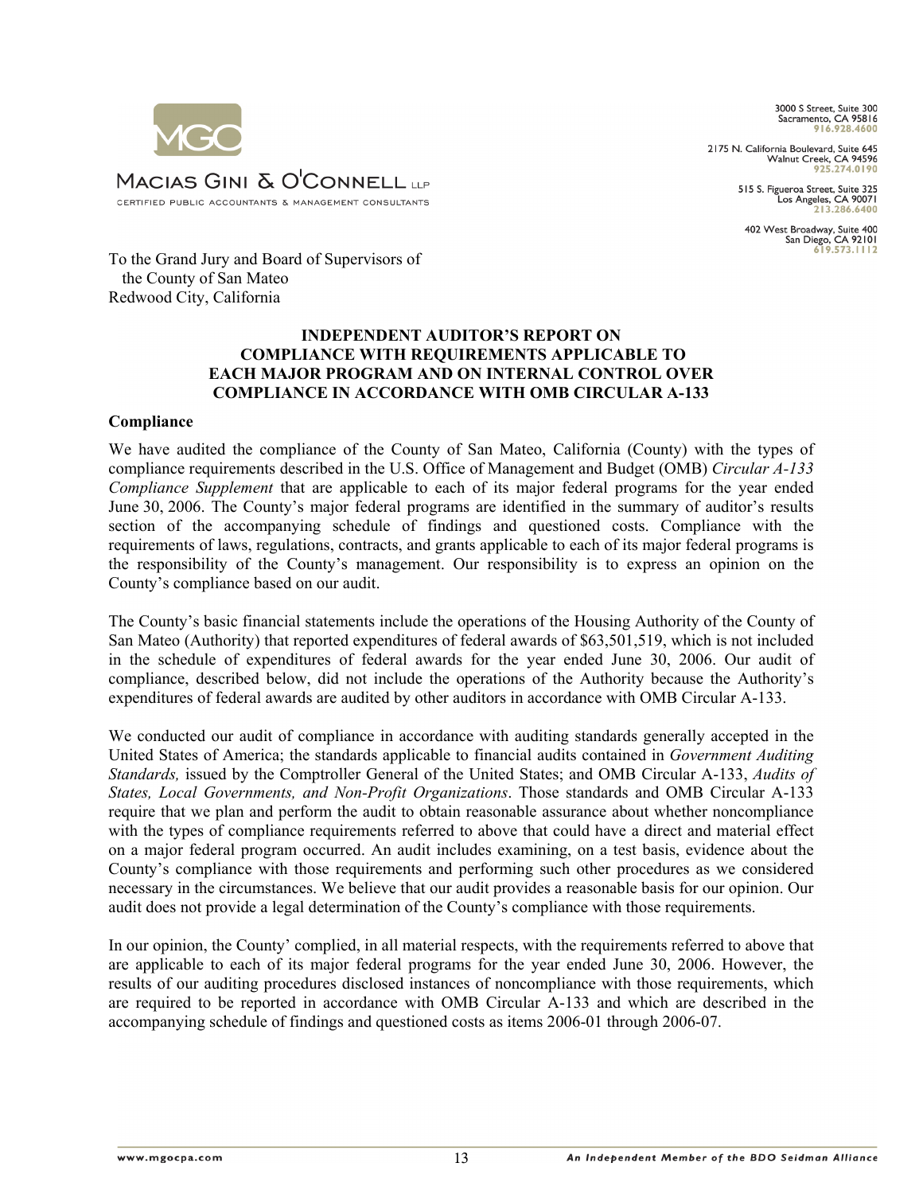To the Grand Jury and Board of Supervisors of
the County of San Mateo
Redwood City, California

## INDEPENDENT AUDITOR'S REPORT ON COMPLIANCE WITH REQUIREMENTS APPLICABLE TO EACH MAJOR PROGRAM AND ON INTERNAL CONTROL OVER COMPLIANCE IN ACCORDANCE WITH OMB CIRCULAR A-133

### Compliance

We have audited the compliance of the County of San Mateo, California (County) with the types of compliance requirements described in the U.S. Office of Management and Budget (OMB) *Circular A-133 Compliance Supplement* that are applicable to each of its major federal programs for the year ended June 30, 2006. The County's major federal programs are identified in the summary of auditor's results section of the accompanying schedule of findings and questioned costs. Compliance with the requirements of laws, regulations, contracts, and grants applicable to each of its major federal programs is the responsibility of the County's management. Our responsibility is to express an opinion on the County's compliance based on our audit.

The County's basic financial statements include the operations of the Housing Authority of the County of San Mateo (Authority) that reported expenditures of federal awards of $63,501,519, which is not included in the schedule of expenditures of federal awards for the year ended June 30, 2006. Our audit of compliance, described below, did not include the operations of the Authority because the Authority's expenditures of federal awards are audited by other auditors in accordance with OMB Circular A-133.

We conducted our audit of compliance in accordance with auditing standards generally accepted in the United States of America; the standards applicable to financial audits contained in *Government Auditing Standards,* issued by the Comptroller General of the United States; and OMB Circular A-133, *Audits of States, Local Governments, and Non-Profit Organizations*. Those standards and OMB Circular A-133 require that we plan and perform the audit to obtain reasonable assurance about whether noncompliance with the types of compliance requirements referred to above that could have a direct and material effect on a major federal program occurred. An audit includes examining, on a test basis, evidence about the County's compliance with those requirements and performing such other procedures as we considered necessary in the circumstances. We believe that our audit provides a reasonable basis for our opinion. Our audit does not provide a legal determination of the County's compliance with those requirements.

In our opinion, the County' complied, in all material respects, with the requirements referred to above that are applicable to each of its major federal programs for the year ended June 30, 2006. However, the results of our auditing procedures disclosed instances of noncompliance with those requirements, which are required to be reported in accordance with OMB Circular A-133 and which are described in the accompanying schedule of findings and questioned costs as items 2006-01 through 2006-07.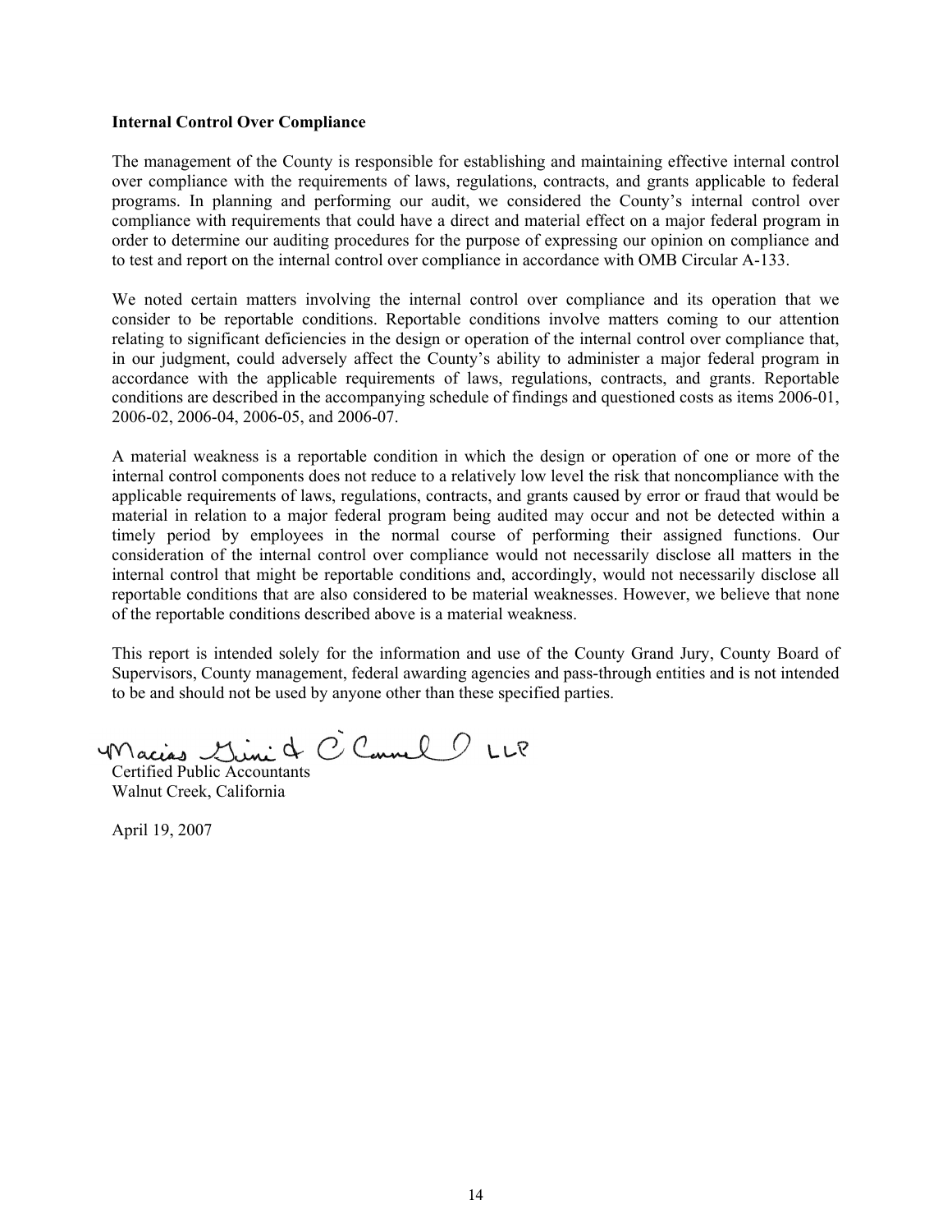**Internal Control Over Compliance**

The management of the County is responsible for establishing and maintaining effective internal control over compliance with the requirements of laws, regulations, contracts, and grants applicable to federal programs. In planning and performing our audit, we considered the County's internal control over compliance with requirements that could have a direct and material effect on a major federal program in order to determine our auditing procedures for the purpose of expressing our opinion on compliance and to test and report on the internal control over compliance in accordance with OMB Circular A-133.

We noted certain matters involving the internal control over compliance and its operation that we consider to be reportable conditions. Reportable conditions involve matters coming to our attention relating to significant deficiencies in the design or operation of the internal control over compliance that, in our judgment, could adversely affect the County's ability to administer a major federal program in accordance with the applicable requirements of laws, regulations, contracts, and grants. Reportable conditions are described in the accompanying schedule of findings and questioned costs as items 2006-01, 2006-02, 2006-04, 2006-05, and 2006-07.

A material weakness is a reportable condition in which the design or operation of one or more of the internal control components does not reduce to a relatively low level the risk that noncompliance with the applicable requirements of laws, regulations, contracts, and grants caused by error or fraud that would be material in relation to a major federal program being audited may occur and not be detected within a timely period by employees in the normal course of performing their assigned functions. Our consideration of the internal control over compliance would not necessarily disclose all matters in the internal control that might be reportable conditions and, accordingly, would not necessarily disclose all reportable conditions that are also considered to be material weaknesses. However, we believe that none of the reportable conditions described above is a material weakness.

This report is intended solely for the information and use of the County Grand Jury, County Board of Supervisors, County management, federal awarding agencies and pass-through entities and is not intended to be and should not be used by anyone other than these specified parties.

Macias Gini & O'Connell LLP
Certified Public Accountants
Walnut Creek, California

April 19, 2007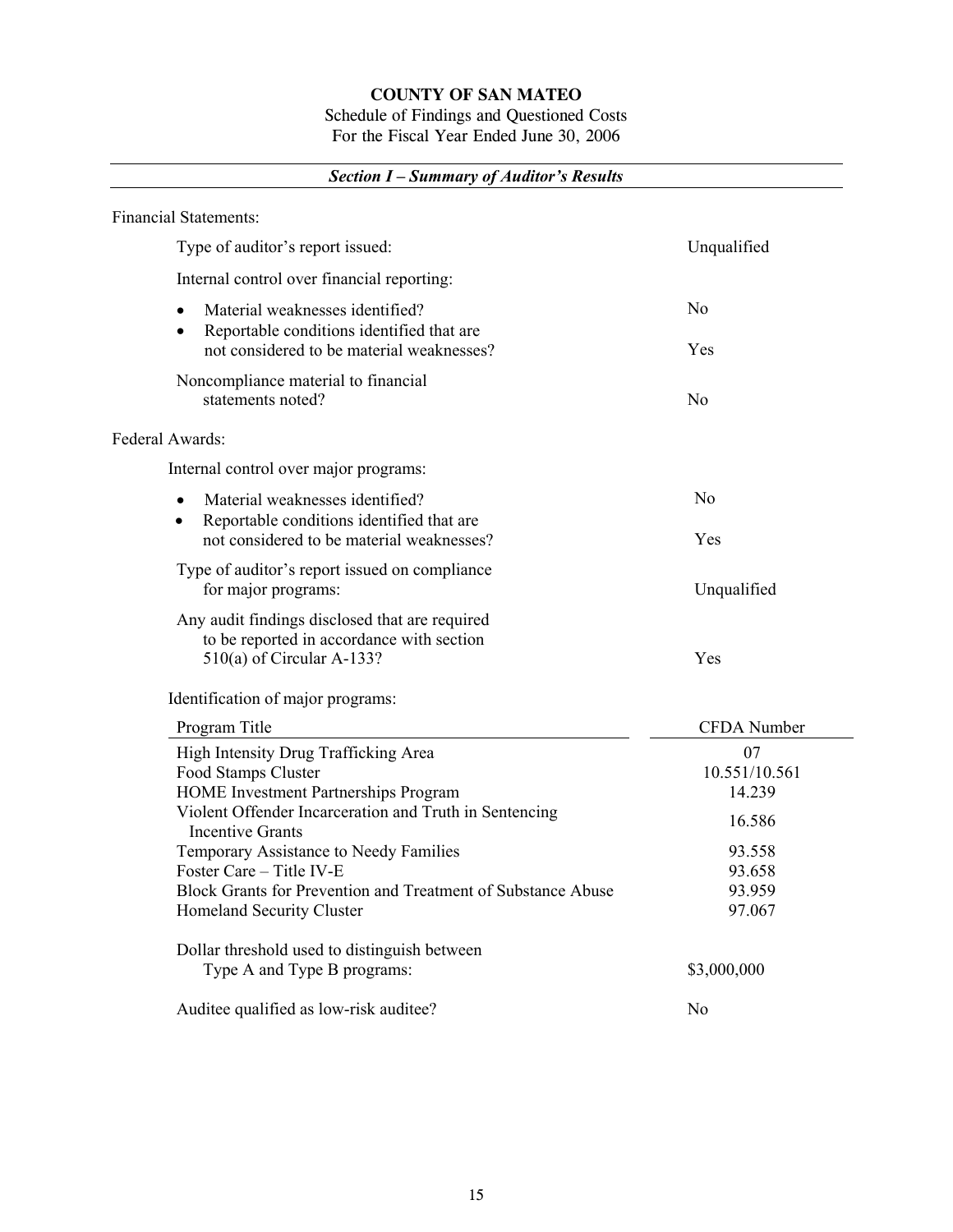# COUNTY OF SAN MATEO

Schedule of Findings and Questioned Costs
For the Fiscal Year Ended June 30, 2006

## *Section I – Summary of Auditor's Results*

Financial Statements:

| | |
|---|---|
| Type of auditor's report issued: | Unqualified |
| Internal control over financial reporting: | |
| • Material weaknesses identified? | No |
| • Reportable conditions identified that are not considered to be material weaknesses? | Yes |
| Noncompliance material to financial statements noted? | No |

Federal Awards:

| | |
|---|---|
| Internal control over major programs: | |
| • Material weaknesses identified? | No |
| • Reportable conditions identified that are not considered to be material weaknesses? | Yes |
| Type of auditor's report issued on compliance for major programs: | Unqualified |
| Any audit findings disclosed that are required to be reported in accordance with section 510(a) of Circular A-133? | Yes |

Identification of major programs:

| Program Title | CFDA Number |
|---|---|
| High Intensity Drug Trafficking Area | 07 |
| Food Stamps Cluster | 10.551/10.561 |
| HOME Investment Partnerships Program | 14.239 |
| Violent Offender Incarceration and Truth in Sentencing Incentive Grants | 16.586 |
| Temporary Assistance to Needy Families | 93.558 |
| Foster Care – Title IV-E | 93.658 |
| Block Grants for Prevention and Treatment of Substance Abuse | 93.959 |
| Homeland Security Cluster | 97.067 |

| | |
|---|---|
| Dollar threshold used to distinguish between Type A and Type B programs: | $3,000,000 |
| Auditee qualified as low-risk auditee? | No |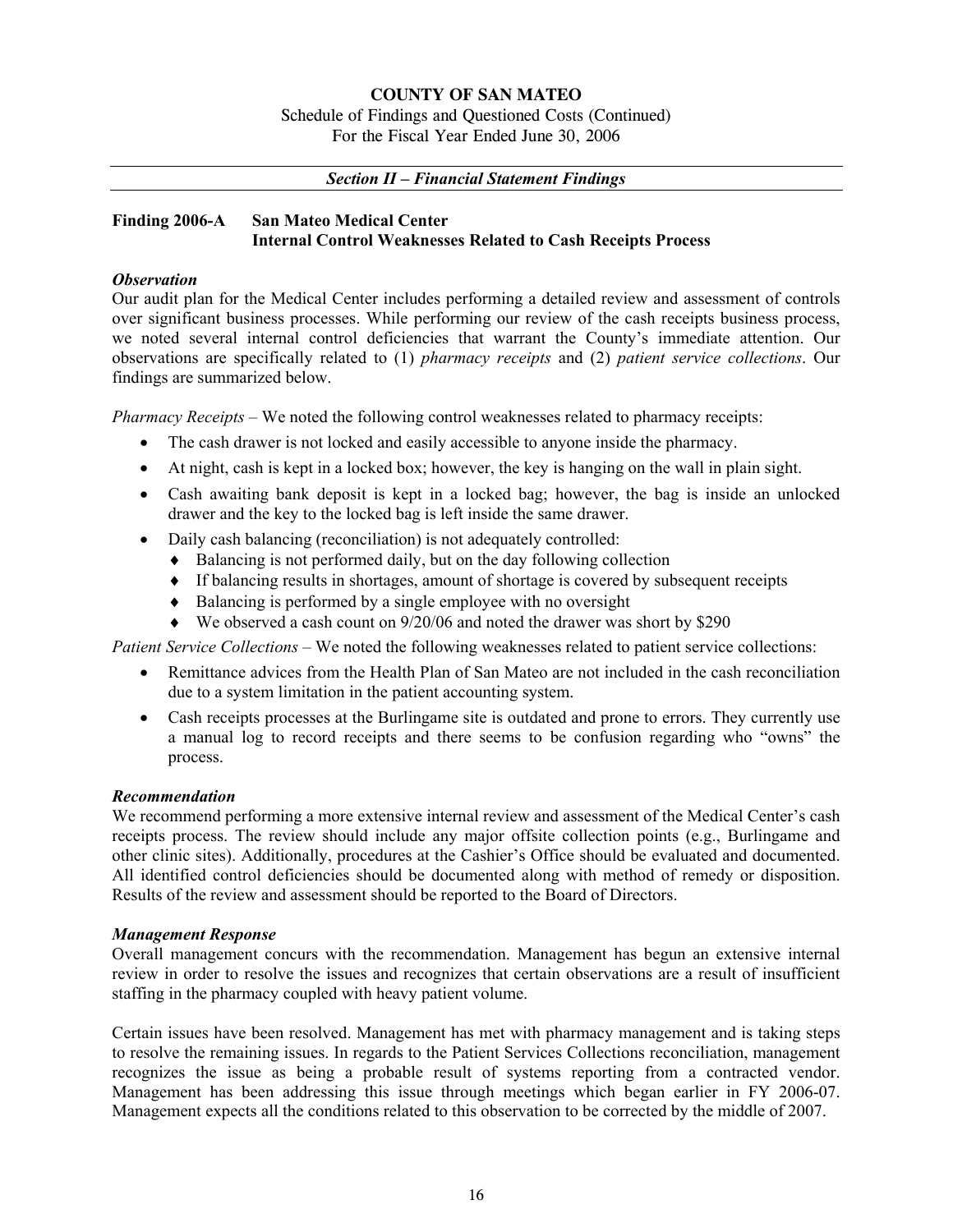# COUNTY OF SAN MATEO

Schedule of Findings and Questioned Costs (Continued)
For the Fiscal Year Ended June 30, 2006

***Section II – Financial Statement Findings***

## Finding 2006-A San Mateo Medical Center Internal Control Weaknesses Related to Cash Receipts Process

***Observation***

Our audit plan for the Medical Center includes performing a detailed review and assessment of controls over significant business processes. While performing our review of the cash receipts business process, we noted several internal control deficiencies that warrant the County's immediate attention. Our observations are specifically related to (1) *pharmacy receipts* and (2) *patient service collections*. Our findings are summarized below.

*Pharmacy Receipts* – We noted the following control weaknesses related to pharmacy receipts:

- The cash drawer is not locked and easily accessible to anyone inside the pharmacy.
- At night, cash is kept in a locked box; however, the key is hanging on the wall in plain sight.
- Cash awaiting bank deposit is kept in a locked bag; however, the bag is inside an unlocked drawer and the key to the locked bag is left inside the same drawer.
- Daily cash balancing (reconciliation) is not adequately controlled:
  - Balancing is not performed daily, but on the day following collection
  - If balancing results in shortages, amount of shortage is covered by subsequent receipts
  - Balancing is performed by a single employee with no oversight
  - We observed a cash count on 9/20/06 and noted the drawer was short by $290

*Patient Service Collections* – We noted the following weaknesses related to patient service collections:

- Remittance advices from the Health Plan of San Mateo are not included in the cash reconciliation due to a system limitation in the patient accounting system.
- Cash receipts processes at the Burlingame site is outdated and prone to errors. They currently use a manual log to record receipts and there seems to be confusion regarding who "owns" the process.

***Recommendation***

We recommend performing a more extensive internal review and assessment of the Medical Center's cash receipts process. The review should include any major offsite collection points (e.g., Burlingame and other clinic sites). Additionally, procedures at the Cashier's Office should be evaluated and documented. All identified control deficiencies should be documented along with method of remedy or disposition. Results of the review and assessment should be reported to the Board of Directors.

***Management Response***

Overall management concurs with the recommendation. Management has begun an extensive internal review in order to resolve the issues and recognizes that certain observations are a result of insufficient staffing in the pharmacy coupled with heavy patient volume.

Certain issues have been resolved. Management has met with pharmacy management and is taking steps to resolve the remaining issues. In regards to the Patient Services Collections reconciliation, management recognizes the issue as being a probable result of systems reporting from a contracted vendor. Management has been addressing this issue through meetings which began earlier in FY 2006-07. Management expects all the conditions related to this observation to be corrected by the middle of 2007.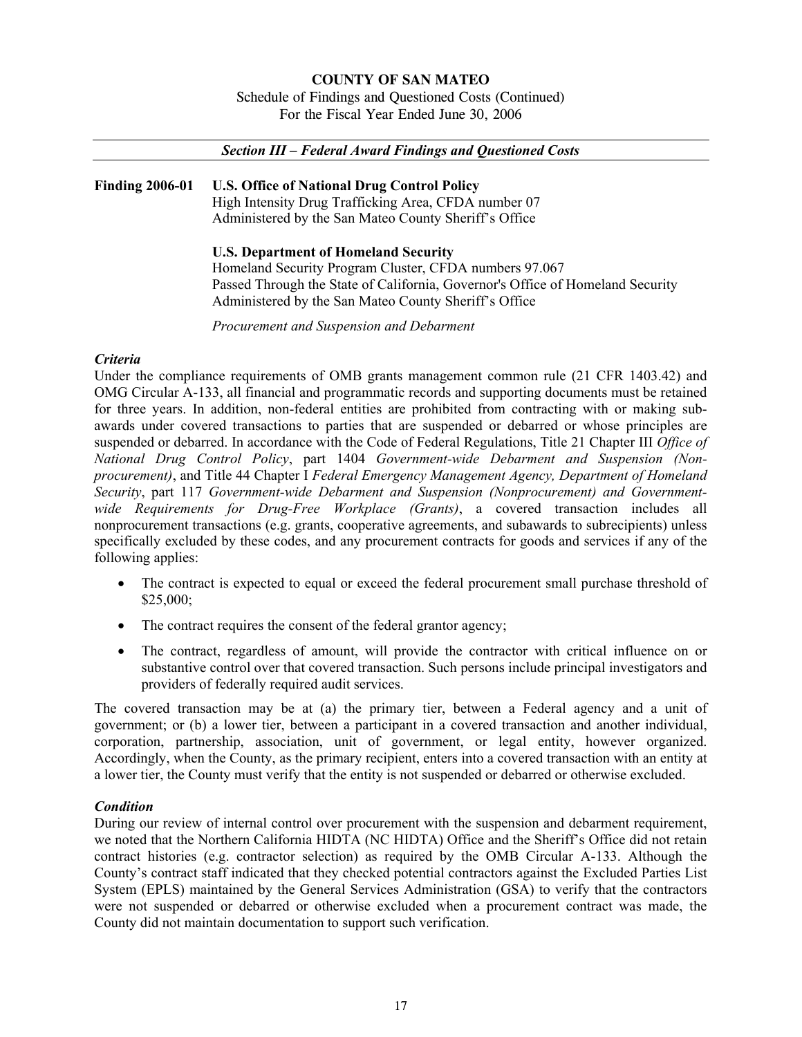**COUNTY OF SAN MATEO**

Schedule of Findings and Questioned Costs (Continued)
For the Fiscal Year Ended June 30, 2006

***Section III – Federal Award Findings and Questioned Costs***

**Finding 2006-01** **U.S. Office of National Drug Control Policy**
High Intensity Drug Trafficking Area, CFDA number 07
Administered by the San Mateo County Sheriff's Office

**U.S. Department of Homeland Security**
Homeland Security Program Cluster, CFDA numbers 97.067
Passed Through the State of California, Governor's Office of Homeland Security
Administered by the San Mateo County Sheriff's Office

*Procurement and Suspension and Debarment*

***Criteria***

Under the compliance requirements of OMB grants management common rule (21 CFR 1403.42) and OMG Circular A-133, all financial and programmatic records and supporting documents must be retained for three years. In addition, non-federal entities are prohibited from contracting with or making sub-awards under covered transactions to parties that are suspended or debarred or whose principles are suspended or debarred. In accordance with the Code of Federal Regulations, Title 21 Chapter III *Office of National Drug Control Policy*, part 1404 *Government-wide Debarment and Suspension (Non-procurement)*, and Title 44 Chapter I *Federal Emergency Management Agency, Department of Homeland Security*, part 117 *Government-wide Debarment and Suspension (Nonprocurement) and Government-wide Requirements for Drug-Free Workplace (Grants)*, a covered transaction includes all nonprocurement transactions (e.g. grants, cooperative agreements, and subawards to subrecipients) unless specifically excluded by these codes, and any procurement contracts for goods and services if any of the following applies:

- The contract is expected to equal or exceed the federal procurement small purchase threshold of $25,000;
- The contract requires the consent of the federal grantor agency;
- The contract, regardless of amount, will provide the contractor with critical influence on or substantive control over that covered transaction. Such persons include principal investigators and providers of federally required audit services.

The covered transaction may be at (a) the primary tier, between a Federal agency and a unit of government; or (b) a lower tier, between a participant in a covered transaction and another individual, corporation, partnership, association, unit of government, or legal entity, however organized. Accordingly, when the County, as the primary recipient, enters into a covered transaction with an entity at a lower tier, the County must verify that the entity is not suspended or debarred or otherwise excluded.

***Condition***

During our review of internal control over procurement with the suspension and debarment requirement, we noted that the Northern California HIDTA (NC HIDTA) Office and the Sheriff's Office did not retain contract histories (e.g. contractor selection) as required by the OMB Circular A-133. Although the County's contract staff indicated that they checked potential contractors against the Excluded Parties List System (EPLS) maintained by the General Services Administration (GSA) to verify that the contractors were not suspended or debarred or otherwise excluded when a procurement contract was made, the County did not maintain documentation to support such verification.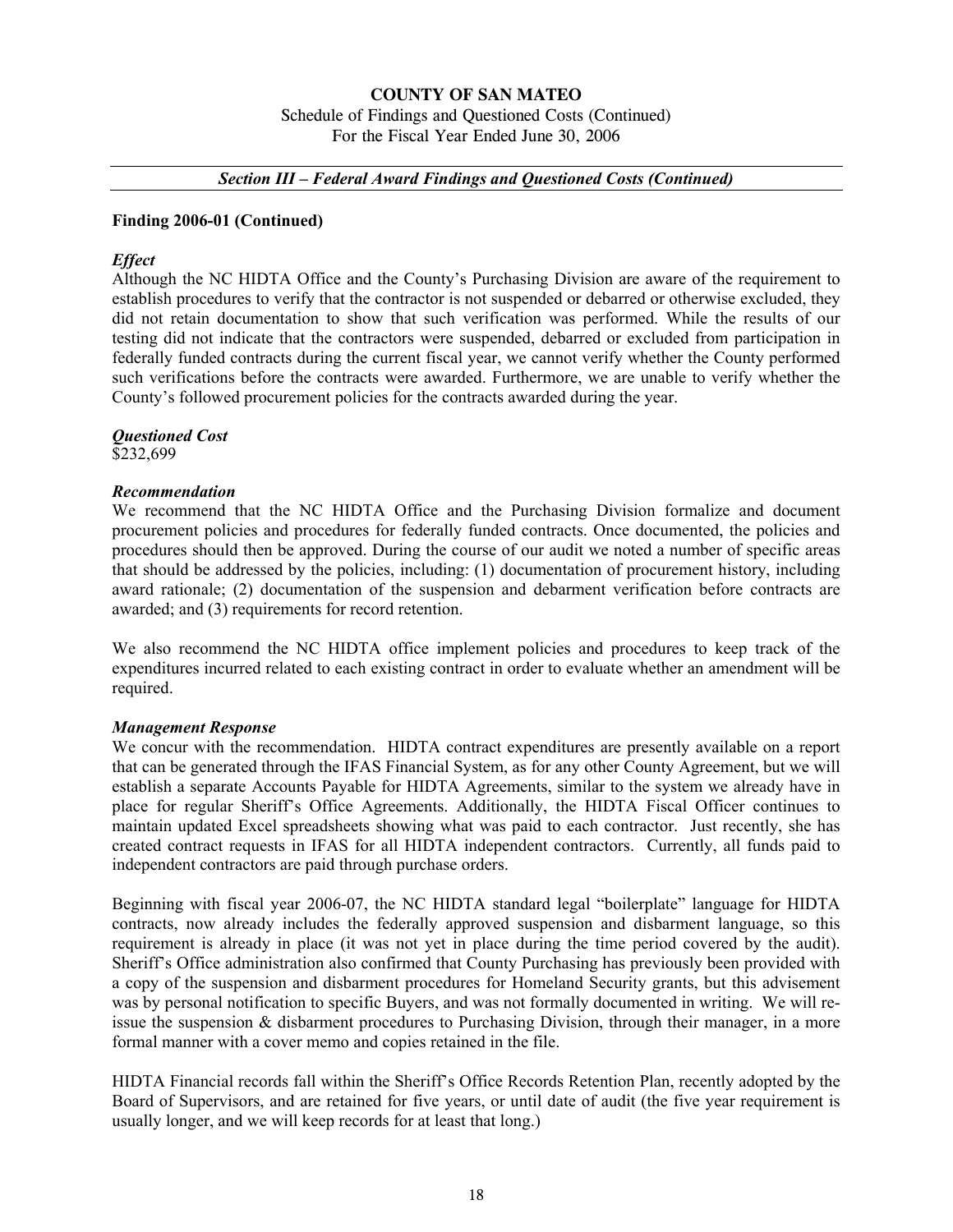**COUNTY OF SAN MATEO**
Schedule of Findings and Questioned Costs (Continued)
For the Fiscal Year Ended June 30, 2006

***Section III – Federal Award Findings and Questioned Costs (Continued)***

**Finding 2006-01 (Continued)**

***Effect***

Although the NC HIDTA Office and the County's Purchasing Division are aware of the requirement to establish procedures to verify that the contractor is not suspended or debarred or otherwise excluded, they did not retain documentation to show that such verification was performed. While the results of our testing did not indicate that the contractors were suspended, debarred or excluded from participation in federally funded contracts during the current fiscal year, we cannot verify whether the County performed such verifications before the contracts were awarded. Furthermore, we are unable to verify whether the County's followed procurement policies for the contracts awarded during the year.

***Questioned Cost***

$232,699

***Recommendation***

We recommend that the NC HIDTA Office and the Purchasing Division formalize and document procurement policies and procedures for federally funded contracts. Once documented, the policies and procedures should then be approved. During the course of our audit we noted a number of specific areas that should be addressed by the policies, including: (1) documentation of procurement history, including award rationale; (2) documentation of the suspension and debarment verification before contracts are awarded; and (3) requirements for record retention.

We also recommend the NC HIDTA office implement policies and procedures to keep track of the expenditures incurred related to each existing contract in order to evaluate whether an amendment will be required.

***Management Response***

We concur with the recommendation. HIDTA contract expenditures are presently available on a report that can be generated through the IFAS Financial System, as for any other County Agreement, but we will establish a separate Accounts Payable for HIDTA Agreements, similar to the system we already have in place for regular Sheriff's Office Agreements. Additionally, the HIDTA Fiscal Officer continues to maintain updated Excel spreadsheets showing what was paid to each contractor. Just recently, she has created contract requests in IFAS for all HIDTA independent contractors. Currently, all funds paid to independent contractors are paid through purchase orders.

Beginning with fiscal year 2006-07, the NC HIDTA standard legal "boilerplate" language for HIDTA contracts, now already includes the federally approved suspension and disbarment language, so this requirement is already in place (it was not yet in place during the time period covered by the audit). Sheriff's Office administration also confirmed that County Purchasing has previously been provided with a copy of the suspension and disbarment procedures for Homeland Security grants, but this advisement was by personal notification to specific Buyers, and was not formally documented in writing. We will re-issue the suspension & disbarment procedures to Purchasing Division, through their manager, in a more formal manner with a cover memo and copies retained in the file.

HIDTA Financial records fall within the Sheriff's Office Records Retention Plan, recently adopted by the Board of Supervisors, and are retained for five years, or until date of audit (the five year requirement is usually longer, and we will keep records for at least that long.)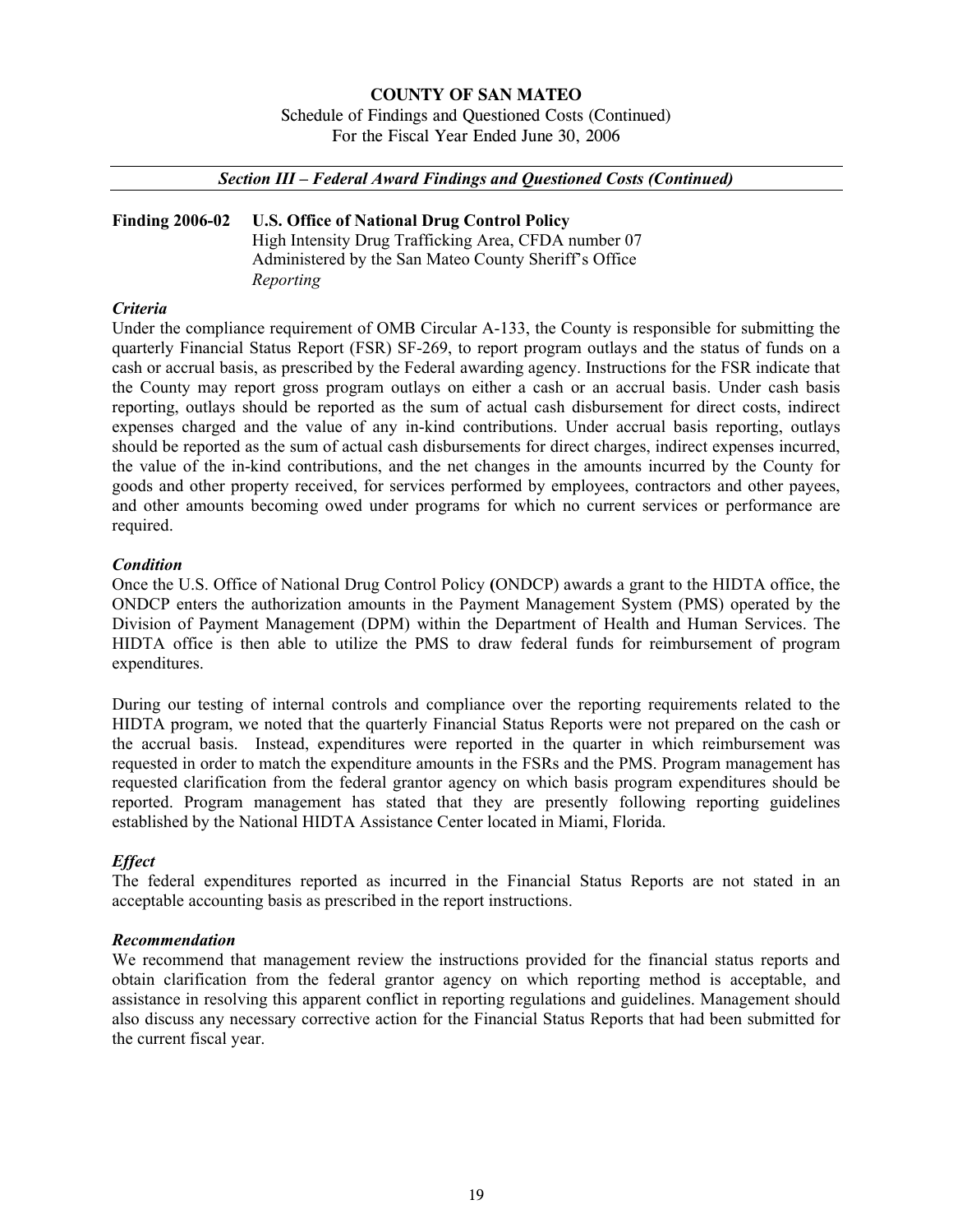**COUNTY OF SAN MATEO**
Schedule of Findings and Questioned Costs (Continued)
For the Fiscal Year Ended June 30, 2006

***Section III – Federal Award Findings and Questioned Costs (Continued)***

**Finding 2006-02 U.S. Office of National Drug Control Policy**
High Intensity Drug Trafficking Area, CFDA number 07
Administered by the San Mateo County Sheriff's Office
*Reporting*

***Criteria***

Under the compliance requirement of OMB Circular A-133, the County is responsible for submitting the quarterly Financial Status Report (FSR) SF-269, to report program outlays and the status of funds on a cash or accrual basis, as prescribed by the Federal awarding agency. Instructions for the FSR indicate that the County may report gross program outlays on either a cash or an accrual basis. Under cash basis reporting, outlays should be reported as the sum of actual cash disbursement for direct costs, indirect expenses charged and the value of any in-kind contributions. Under accrual basis reporting, outlays should be reported as the sum of actual cash disbursements for direct charges, indirect expenses incurred, the value of the in-kind contributions, and the net changes in the amounts incurred by the County for goods and other property received, for services performed by employees, contractors and other payees, and other amounts becoming owed under programs for which no current services or performance are required.

***Condition***

Once the U.S. Office of National Drug Control Policy **(**ONDCP) awards a grant to the HIDTA office, the ONDCP enters the authorization amounts in the Payment Management System (PMS) operated by the Division of Payment Management (DPM) within the Department of Health and Human Services. The HIDTA office is then able to utilize the PMS to draw federal funds for reimbursement of program expenditures.

During our testing of internal controls and compliance over the reporting requirements related to the HIDTA program, we noted that the quarterly Financial Status Reports were not prepared on the cash or the accrual basis. Instead, expenditures were reported in the quarter in which reimbursement was requested in order to match the expenditure amounts in the FSRs and the PMS. Program management has requested clarification from the federal grantor agency on which basis program expenditures should be reported. Program management has stated that they are presently following reporting guidelines established by the National HIDTA Assistance Center located in Miami, Florida.

***Effect***

The federal expenditures reported as incurred in the Financial Status Reports are not stated in an acceptable accounting basis as prescribed in the report instructions.

***Recommendation***

We recommend that management review the instructions provided for the financial status reports and obtain clarification from the federal grantor agency on which reporting method is acceptable, and assistance in resolving this apparent conflict in reporting regulations and guidelines. Management should also discuss any necessary corrective action for the Financial Status Reports that had been submitted for the current fiscal year.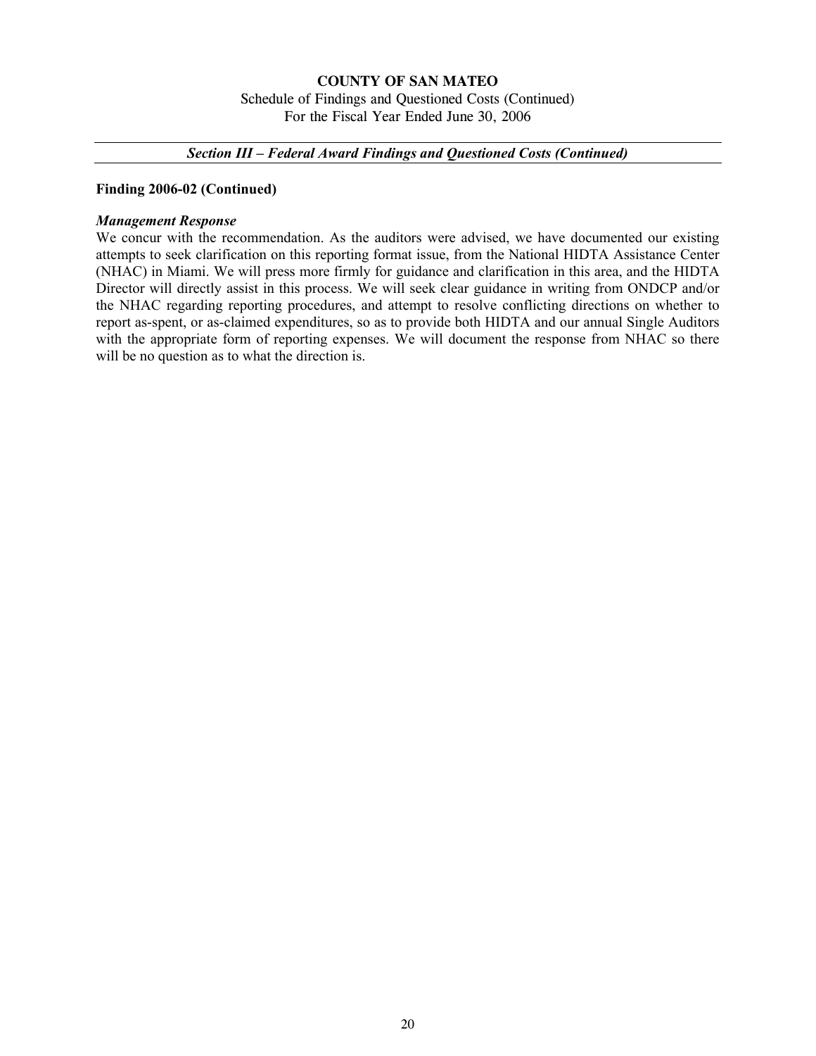# COUNTY OF SAN MATEO

Schedule of Findings and Questioned Costs (Continued)
For the Fiscal Year Ended June 30, 2006

***Section III – Federal Award Findings and Questioned Costs (Continued)***

**Finding 2006-02 (Continued)**

***Management Response***

We concur with the recommendation. As the auditors were advised, we have documented our existing attempts to seek clarification on this reporting format issue, from the National HIDTA Assistance Center (NHAC) in Miami. We will press more firmly for guidance and clarification in this area, and the HIDTA Director will directly assist in this process. We will seek clear guidance in writing from ONDCP and/or the NHAC regarding reporting procedures, and attempt to resolve conflicting directions on whether to report as-spent, or as-claimed expenditures, so as to provide both HIDTA and our annual Single Auditors with the appropriate form of reporting expenses. We will document the response from NHAC so there will be no question as to what the direction is.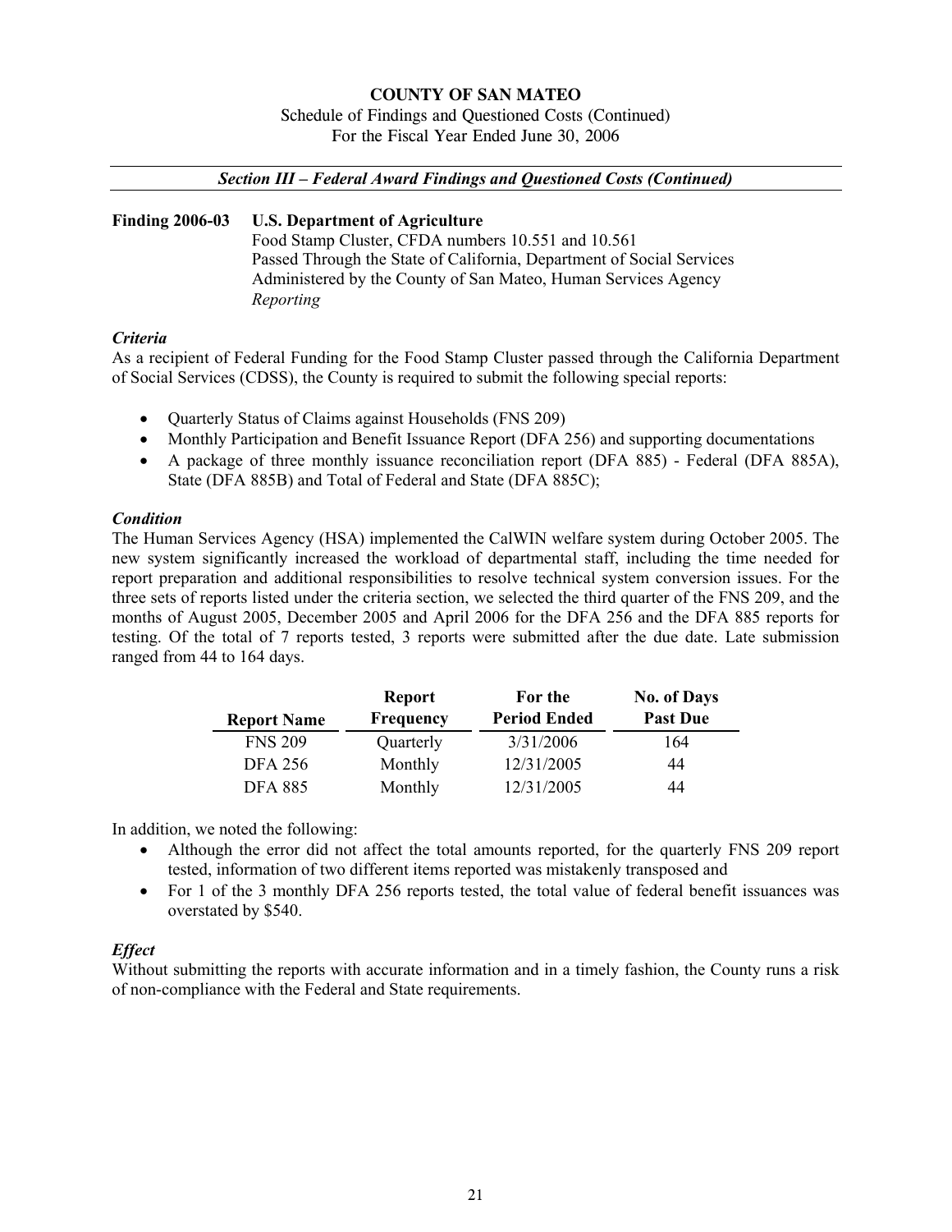**COUNTY OF SAN MATEO**

Schedule of Findings and Questioned Costs (Continued)
For the Fiscal Year Ended June 30, 2006

***Section III – Federal Award Findings and Questioned Costs (Continued)***

**Finding 2006-03 U.S. Department of Agriculture**

Food Stamp Cluster, CFDA numbers 10.551 and 10.561
Passed Through the State of California, Department of Social Services
Administered by the County of San Mateo, Human Services Agency
*Reporting*

***Criteria***

As a recipient of Federal Funding for the Food Stamp Cluster passed through the California Department of Social Services (CDSS), the County is required to submit the following special reports:

- Quarterly Status of Claims against Households (FNS 209)
- Monthly Participation and Benefit Issuance Report (DFA 256) and supporting documentations
- A package of three monthly issuance reconciliation report (DFA 885) - Federal (DFA 885A), State (DFA 885B) and Total of Federal and State (DFA 885C);

***Condition***

The Human Services Agency (HSA) implemented the CalWIN welfare system during October 2005. The new system significantly increased the workload of departmental staff, including the time needed for report preparation and additional responsibilities to resolve technical system conversion issues. For the three sets of reports listed under the criteria section, we selected the third quarter of the FNS 209, and the months of August 2005, December 2005 and April 2006 for the DFA 256 and the DFA 885 reports for testing. Of the total of 7 reports tested, 3 reports were submitted after the due date. Late submission ranged from 44 to 164 days.

| Report Name | Report Frequency | For the Period Ended | No. of Days Past Due |
|---|---|---|---|
| FNS 209 | Quarterly | 3/31/2006 | 164 |
| DFA 256 | Monthly | 12/31/2005 | 44 |
| DFA 885 | Monthly | 12/31/2005 | 44 |

In addition, we noted the following:

- Although the error did not affect the total amounts reported, for the quarterly FNS 209 report tested, information of two different items reported was mistakenly transposed and
- For 1 of the 3 monthly DFA 256 reports tested, the total value of federal benefit issuances was overstated by $540.

***Effect***

Without submitting the reports with accurate information and in a timely fashion, the County runs a risk of non-compliance with the Federal and State requirements.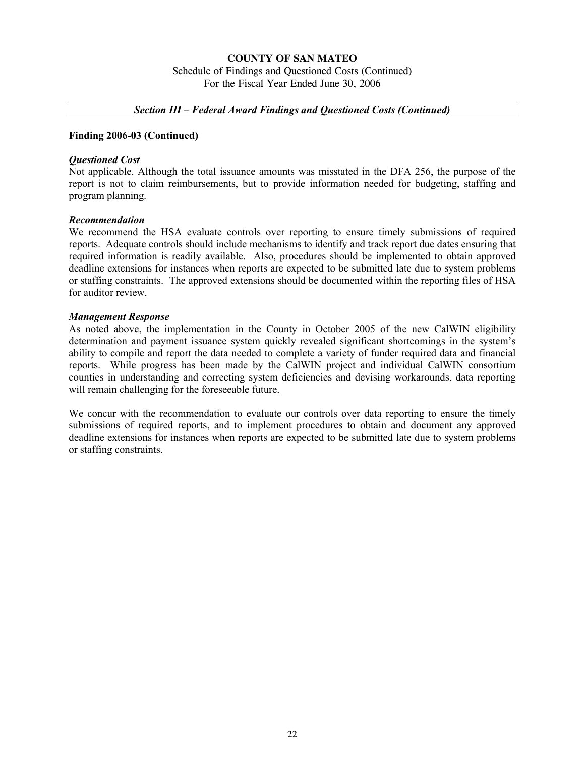**COUNTY OF SAN MATEO**
Schedule of Findings and Questioned Costs (Continued)
For the Fiscal Year Ended June 30, 2006

***Section III – Federal Award Findings and Questioned Costs (Continued)***

**Finding 2006-03 (Continued)**

***Questioned Cost***

Not applicable. Although the total issuance amounts was misstated in the DFA 256, the purpose of the report is not to claim reimbursements, but to provide information needed for budgeting, staffing and program planning.

***Recommendation***

We recommend the HSA evaluate controls over reporting to ensure timely submissions of required reports. Adequate controls should include mechanisms to identify and track report due dates ensuring that required information is readily available. Also, procedures should be implemented to obtain approved deadline extensions for instances when reports are expected to be submitted late due to system problems or staffing constraints. The approved extensions should be documented within the reporting files of HSA for auditor review.

***Management Response***

As noted above, the implementation in the County in October 2005 of the new CalWIN eligibility determination and payment issuance system quickly revealed significant shortcomings in the system's ability to compile and report the data needed to complete a variety of funder required data and financial reports. While progress has been made by the CalWIN project and individual CalWIN consortium counties in understanding and correcting system deficiencies and devising workarounds, data reporting will remain challenging for the foreseeable future.

We concur with the recommendation to evaluate our controls over data reporting to ensure the timely submissions of required reports, and to implement procedures to obtain and document any approved deadline extensions for instances when reports are expected to be submitted late due to system problems or staffing constraints.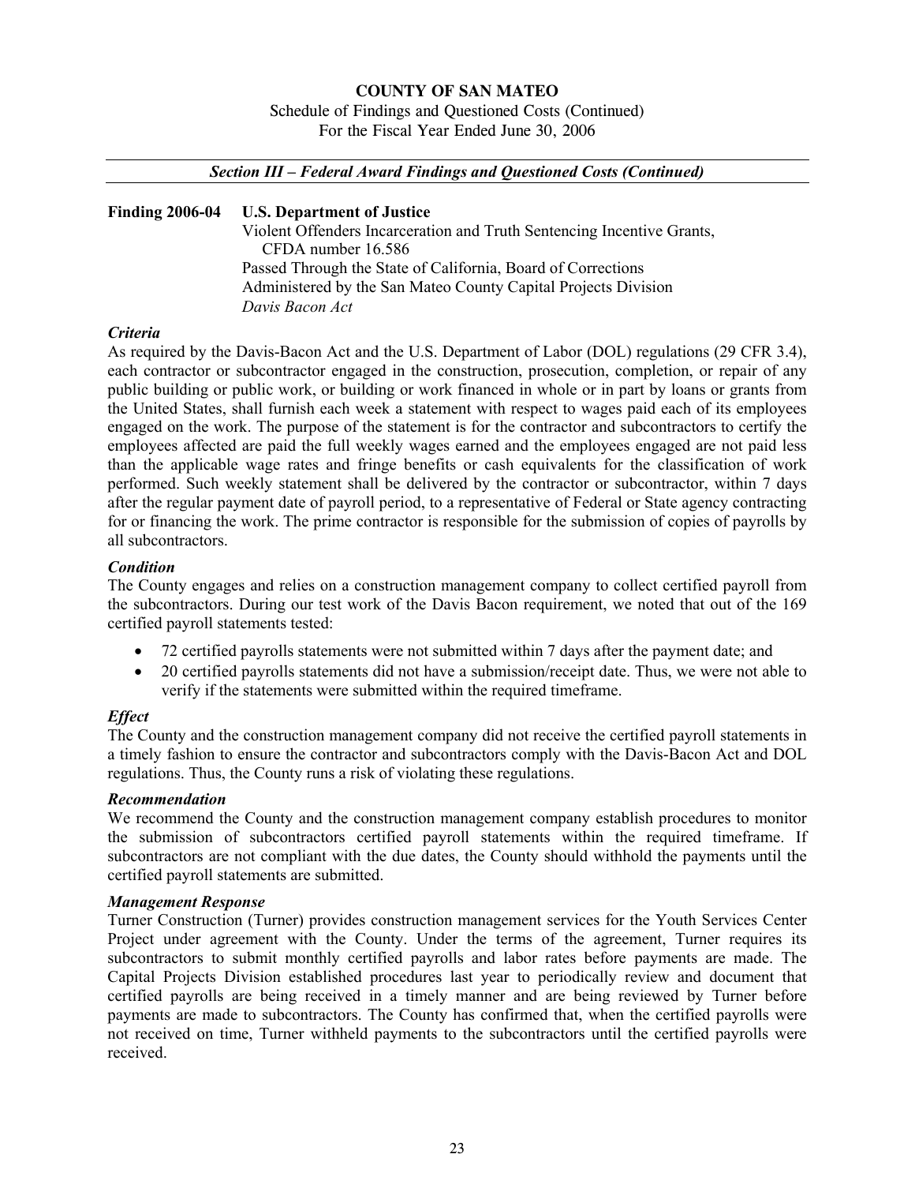**COUNTY OF SAN MATEO**

Schedule of Findings and Questioned Costs (Continued)
For the Fiscal Year Ended June 30, 2006

***Section III – Federal Award Findings and Questioned Costs (Continued)***

**Finding 2006-04 U.S. Department of Justice**

Violent Offenders Incarceration and Truth Sentencing Incentive Grants, CFDA number 16.586
Passed Through the State of California, Board of Corrections
Administered by the San Mateo County Capital Projects Division
*Davis Bacon Act*

***Criteria***

As required by the Davis-Bacon Act and the U.S. Department of Labor (DOL) regulations (29 CFR 3.4), each contractor or subcontractor engaged in the construction, prosecution, completion, or repair of any public building or public work, or building or work financed in whole or in part by loans or grants from the United States, shall furnish each week a statement with respect to wages paid each of its employees engaged on the work. The purpose of the statement is for the contractor and subcontractors to certify the employees affected are paid the full weekly wages earned and the employees engaged are not paid less than the applicable wage rates and fringe benefits or cash equivalents for the classification of work performed. Such weekly statement shall be delivered by the contractor or subcontractor, within 7 days after the regular payment date of payroll period, to a representative of Federal or State agency contracting for or financing the work. The prime contractor is responsible for the submission of copies of payrolls by all subcontractors.

***Condition***

The County engages and relies on a construction management company to collect certified payroll from the subcontractors. During our test work of the Davis Bacon requirement, we noted that out of the 169 certified payroll statements tested:

- 72 certified payrolls statements were not submitted within 7 days after the payment date; and
- 20 certified payrolls statements did not have a submission/receipt date. Thus, we were not able to verify if the statements were submitted within the required timeframe.

***Effect***

The County and the construction management company did not receive the certified payroll statements in a timely fashion to ensure the contractor and subcontractors comply with the Davis-Bacon Act and DOL regulations. Thus, the County runs a risk of violating these regulations.

***Recommendation***

We recommend the County and the construction management company establish procedures to monitor the submission of subcontractors certified payroll statements within the required timeframe. If subcontractors are not compliant with the due dates, the County should withhold the payments until the certified payroll statements are submitted.

***Management Response***

Turner Construction (Turner) provides construction management services for the Youth Services Center Project under agreement with the County. Under the terms of the agreement, Turner requires its subcontractors to submit monthly certified payrolls and labor rates before payments are made. The Capital Projects Division established procedures last year to periodically review and document that certified payrolls are being received in a timely manner and are being reviewed by Turner before payments are made to subcontractors. The County has confirmed that, when the certified payrolls were not received on time, Turner withheld payments to the subcontractors until the certified payrolls were received.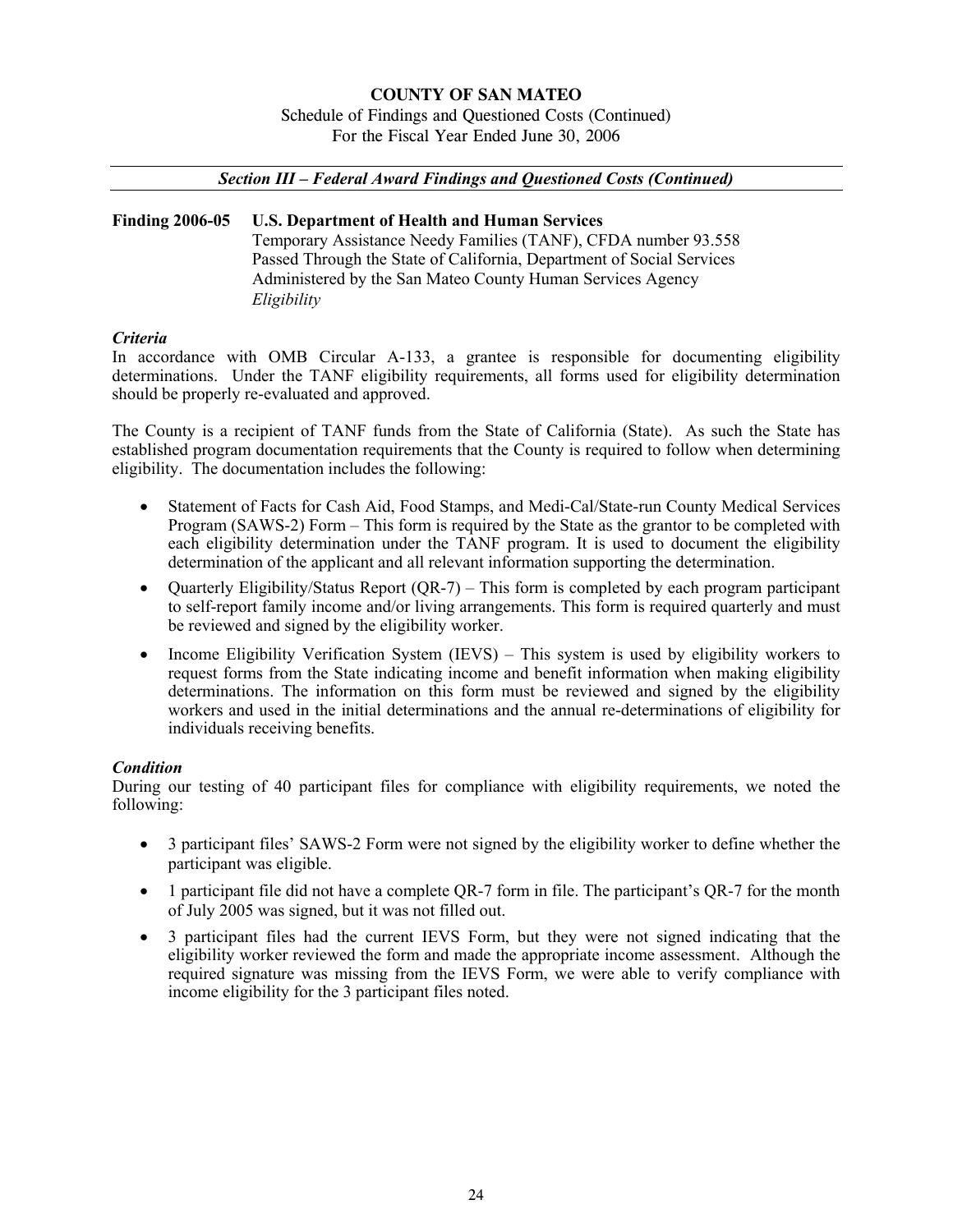**COUNTY OF SAN MATEO**

Schedule of Findings and Questioned Costs (Continued)
For the Fiscal Year Ended June 30, 2006

***Section III – Federal Award Findings and Questioned Costs (Continued)***

**Finding 2006-05 U.S. Department of Health and Human Services**
Temporary Assistance Needy Families (TANF), CFDA number 93.558
Passed Through the State of California, Department of Social Services
Administered by the San Mateo County Human Services Agency
*Eligibility*

***Criteria***

In accordance with OMB Circular A-133, a grantee is responsible for documenting eligibility determinations. Under the TANF eligibility requirements, all forms used for eligibility determination should be properly re-evaluated and approved.

The County is a recipient of TANF funds from the State of California (State). As such the State has established program documentation requirements that the County is required to follow when determining eligibility. The documentation includes the following:

- Statement of Facts for Cash Aid, Food Stamps, and Medi-Cal/State-run County Medical Services Program (SAWS-2) Form – This form is required by the State as the grantor to be completed with each eligibility determination under the TANF program. It is used to document the eligibility determination of the applicant and all relevant information supporting the determination.
- Quarterly Eligibility/Status Report (QR-7) – This form is completed by each program participant to self-report family income and/or living arrangements. This form is required quarterly and must be reviewed and signed by the eligibility worker.
- Income Eligibility Verification System (IEVS) – This system is used by eligibility workers to request forms from the State indicating income and benefit information when making eligibility determinations. The information on this form must be reviewed and signed by the eligibility workers and used in the initial determinations and the annual re-determinations of eligibility for individuals receiving benefits.

***Condition***

During our testing of 40 participant files for compliance with eligibility requirements, we noted the following:

- 3 participant files' SAWS-2 Form were not signed by the eligibility worker to define whether the participant was eligible.
- 1 participant file did not have a complete QR-7 form in file. The participant's QR-7 for the month of July 2005 was signed, but it was not filled out.
- 3 participant files had the current IEVS Form, but they were not signed indicating that the eligibility worker reviewed the form and made the appropriate income assessment. Although the required signature was missing from the IEVS Form, we were able to verify compliance with income eligibility for the 3 participant files noted.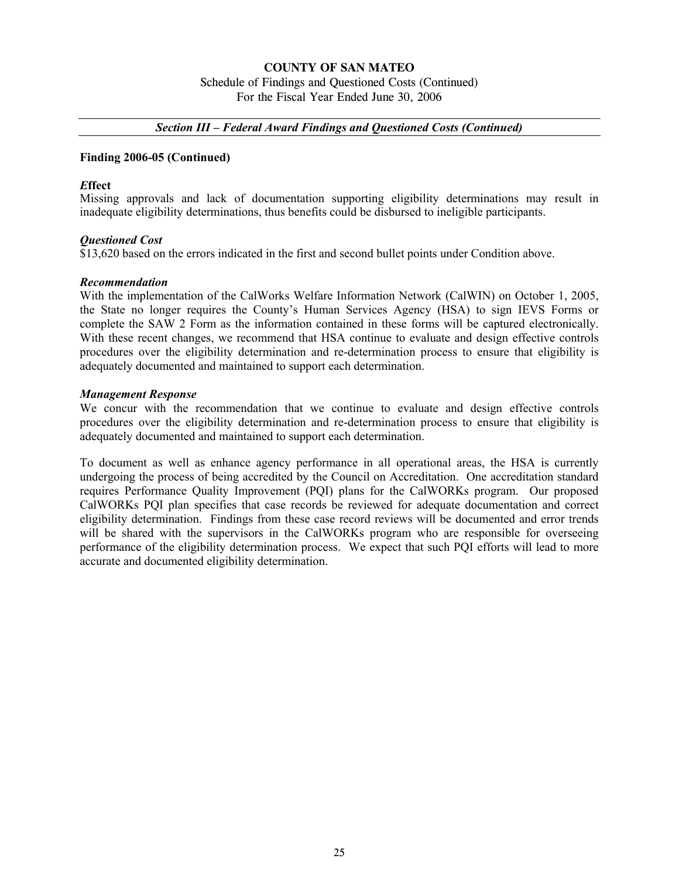# COUNTY OF SAN MATEO

Schedule of Findings and Questioned Costs (Continued)
For the Fiscal Year Ended June 30, 2006

***Section III – Federal Award Findings and Questioned Costs (Continued)***

**Finding 2006-05 (Continued)**

***E*ffect**

Missing approvals and lack of documentation supporting eligibility determinations may result in inadequate eligibility determinations, thus benefits could be disbursed to ineligible participants.

***Questioned Cost***

$13,620 based on the errors indicated in the first and second bullet points under Condition above.

***Recommendation***

With the implementation of the CalWorks Welfare Information Network (CalWIN) on October 1, 2005, the State no longer requires the County's Human Services Agency (HSA) to sign IEVS Forms or complete the SAW 2 Form as the information contained in these forms will be captured electronically. With these recent changes, we recommend that HSA continue to evaluate and design effective controls procedures over the eligibility determination and re-determination process to ensure that eligibility is adequately documented and maintained to support each determination.

***Management Response***

We concur with the recommendation that we continue to evaluate and design effective controls procedures over the eligibility determination and re-determination process to ensure that eligibility is adequately documented and maintained to support each determination.

To document as well as enhance agency performance in all operational areas, the HSA is currently undergoing the process of being accredited by the Council on Accreditation. One accreditation standard requires Performance Quality Improvement (PQI) plans for the CalWORKs program. Our proposed CalWORKs PQI plan specifies that case records be reviewed for adequate documentation and correct eligibility determination. Findings from these case record reviews will be documented and error trends will be shared with the supervisors in the CalWORKs program who are responsible for overseeing performance of the eligibility determination process. We expect that such PQI efforts will lead to more accurate and documented eligibility determination.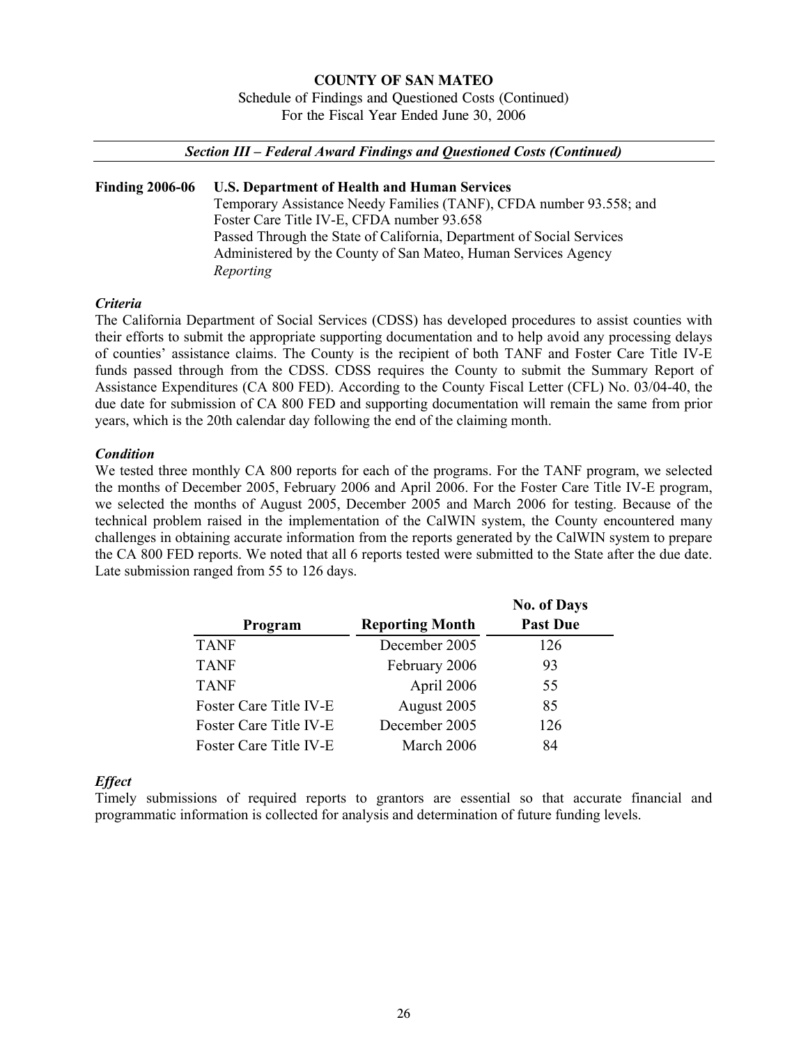**COUNTY OF SAN MATEO**
Schedule of Findings and Questioned Costs (Continued)
For the Fiscal Year Ended June 30, 2006

***Section III – Federal Award Findings and Questioned Costs (Continued)***

**Finding 2006-06 U.S. Department of Health and Human Services**
Temporary Assistance Needy Families (TANF), CFDA number 93.558; and
Foster Care Title IV-E, CFDA number 93.658
Passed Through the State of California, Department of Social Services
Administered by the County of San Mateo, Human Services Agency
*Reporting*

***Criteria***

The California Department of Social Services (CDSS) has developed procedures to assist counties with their efforts to submit the appropriate supporting documentation and to help avoid any processing delays of counties' assistance claims. The County is the recipient of both TANF and Foster Care Title IV-E funds passed through from the CDSS. CDSS requires the County to submit the Summary Report of Assistance Expenditures (CA 800 FED). According to the County Fiscal Letter (CFL) No. 03/04-40, the due date for submission of CA 800 FED and supporting documentation will remain the same from prior years, which is the 20th calendar day following the end of the claiming month.

***Condition***

We tested three monthly CA 800 reports for each of the programs. For the TANF program, we selected the months of December 2005, February 2006 and April 2006. For the Foster Care Title IV-E program, we selected the months of August 2005, December 2005 and March 2006 for testing. Because of the technical problem raised in the implementation of the CalWIN system, the County encountered many challenges in obtaining accurate information from the reports generated by the CalWIN system to prepare the CA 800 FED reports. We noted that all 6 reports tested were submitted to the State after the due date. Late submission ranged from 55 to 126 days.

| Program | Reporting Month | No. of Days Past Due |
|---|---|---|
| TANF | December 2005 | 126 |
| TANF | February 2006 | 93 |
| TANF | April 2006 | 55 |
| Foster Care Title IV-E | August 2005 | 85 |
| Foster Care Title IV-E | December 2005 | 126 |
| Foster Care Title IV-E | March 2006 | 84 |

***Effect***

Timely submissions of required reports to grantors are essential so that accurate financial and programmatic information is collected for analysis and determination of future funding levels.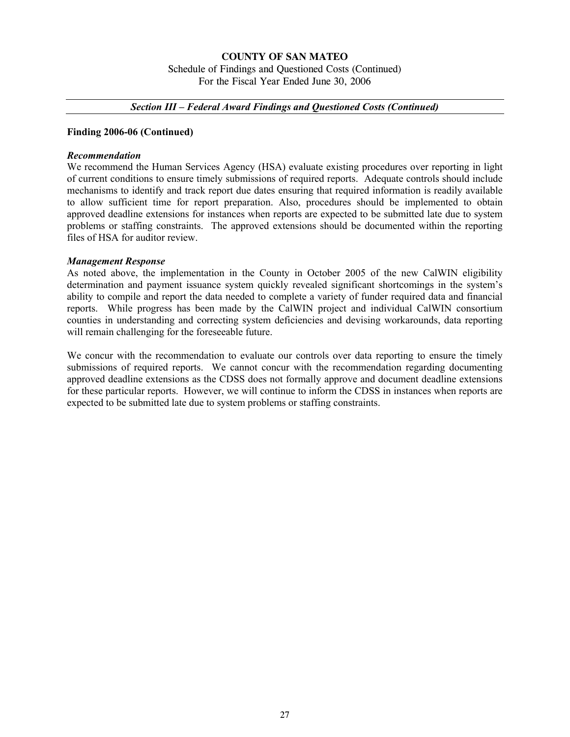**COUNTY OF SAN MATEO**

Schedule of Findings and Questioned Costs (Continued)
For the Fiscal Year Ended June 30, 2006

***Section III – Federal Award Findings and Questioned Costs (Continued)***

**Finding 2006-06 (Continued)**

***Recommendation***

We recommend the Human Services Agency (HSA) evaluate existing procedures over reporting in light of current conditions to ensure timely submissions of required reports. Adequate controls should include mechanisms to identify and track report due dates ensuring that required information is readily available to allow sufficient time for report preparation. Also, procedures should be implemented to obtain approved deadline extensions for instances when reports are expected to be submitted late due to system problems or staffing constraints. The approved extensions should be documented within the reporting files of HSA for auditor review.

***Management Response***

As noted above, the implementation in the County in October 2005 of the new CalWIN eligibility determination and payment issuance system quickly revealed significant shortcomings in the system's ability to compile and report the data needed to complete a variety of funder required data and financial reports. While progress has been made by the CalWIN project and individual CalWIN consortium counties in understanding and correcting system deficiencies and devising workarounds, data reporting will remain challenging for the foreseeable future.

We concur with the recommendation to evaluate our controls over data reporting to ensure the timely submissions of required reports. We cannot concur with the recommendation regarding documenting approved deadline extensions as the CDSS does not formally approve and document deadline extensions for these particular reports. However, we will continue to inform the CDSS in instances when reports are expected to be submitted late due to system problems or staffing constraints.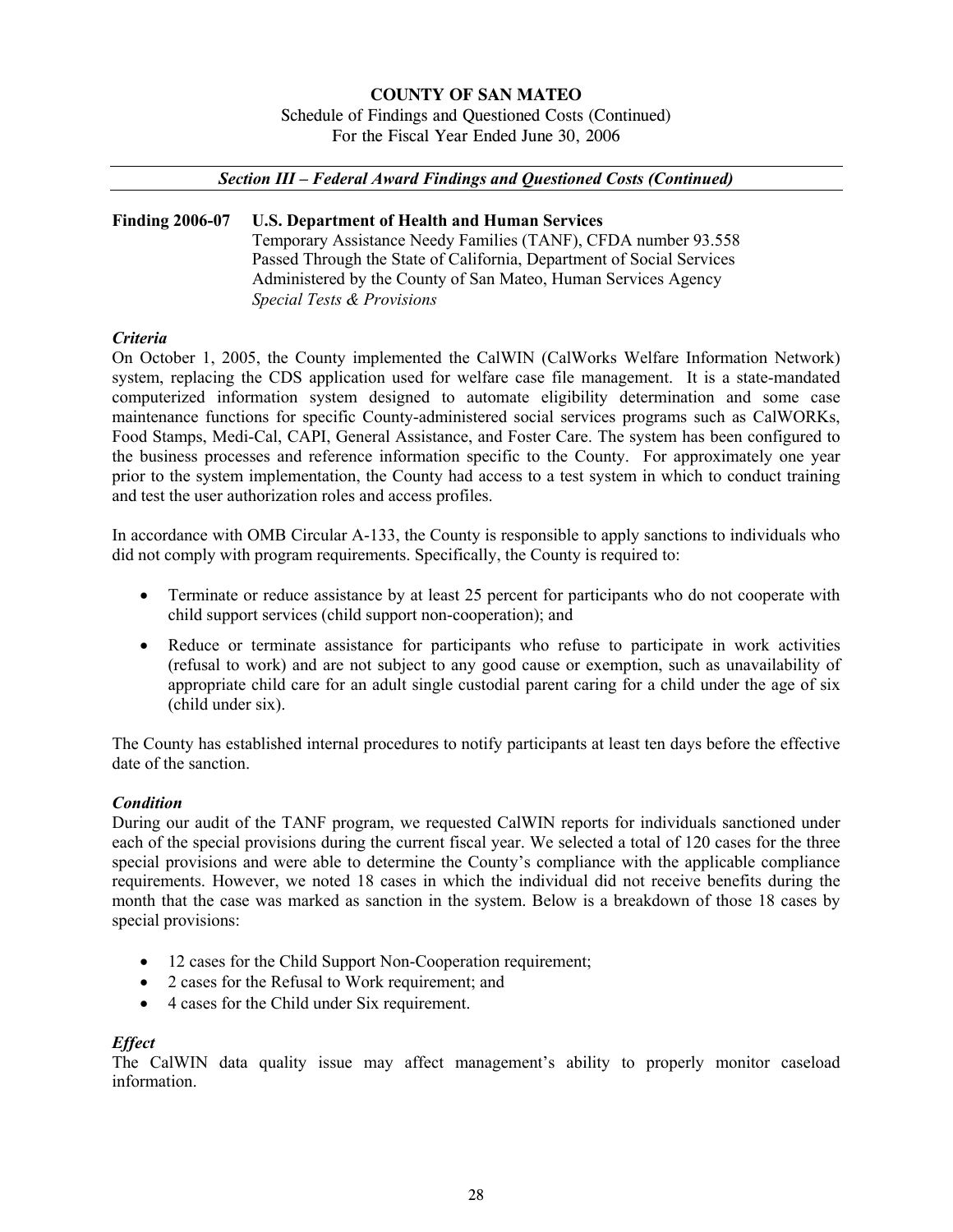**COUNTY OF SAN MATEO**

Schedule of Findings and Questioned Costs (Continued)
For the Fiscal Year Ended June 30, 2006

***Section III – Federal Award Findings and Questioned Costs (Continued)***

**Finding 2006-07 U.S. Department of Health and Human Services**
Temporary Assistance Needy Families (TANF), CFDA number 93.558
Passed Through the State of California, Department of Social Services
Administered by the County of San Mateo, Human Services Agency
*Special Tests & Provisions*

***Criteria***

On October 1, 2005, the County implemented the CalWIN (CalWorks Welfare Information Network) system, replacing the CDS application used for welfare case file management. It is a state-mandated computerized information system designed to automate eligibility determination and some case maintenance functions for specific County-administered social services programs such as CalWORKs, Food Stamps, Medi-Cal, CAPI, General Assistance, and Foster Care. The system has been configured to the business processes and reference information specific to the County. For approximately one year prior to the system implementation, the County had access to a test system in which to conduct training and test the user authorization roles and access profiles.

In accordance with OMB Circular A-133, the County is responsible to apply sanctions to individuals who did not comply with program requirements. Specifically, the County is required to:

- Terminate or reduce assistance by at least 25 percent for participants who do not cooperate with child support services (child support non-cooperation); and
- Reduce or terminate assistance for participants who refuse to participate in work activities (refusal to work) and are not subject to any good cause or exemption, such as unavailability of appropriate child care for an adult single custodial parent caring for a child under the age of six (child under six).

The County has established internal procedures to notify participants at least ten days before the effective date of the sanction.

***Condition***

During our audit of the TANF program, we requested CalWIN reports for individuals sanctioned under each of the special provisions during the current fiscal year. We selected a total of 120 cases for the three special provisions and were able to determine the County's compliance with the applicable compliance requirements. However, we noted 18 cases in which the individual did not receive benefits during the month that the case was marked as sanction in the system. Below is a breakdown of those 18 cases by special provisions:

- 12 cases for the Child Support Non-Cooperation requirement;
- 2 cases for the Refusal to Work requirement; and
- 4 cases for the Child under Six requirement.

***Effect***

The CalWIN data quality issue may affect management's ability to properly monitor caseload information.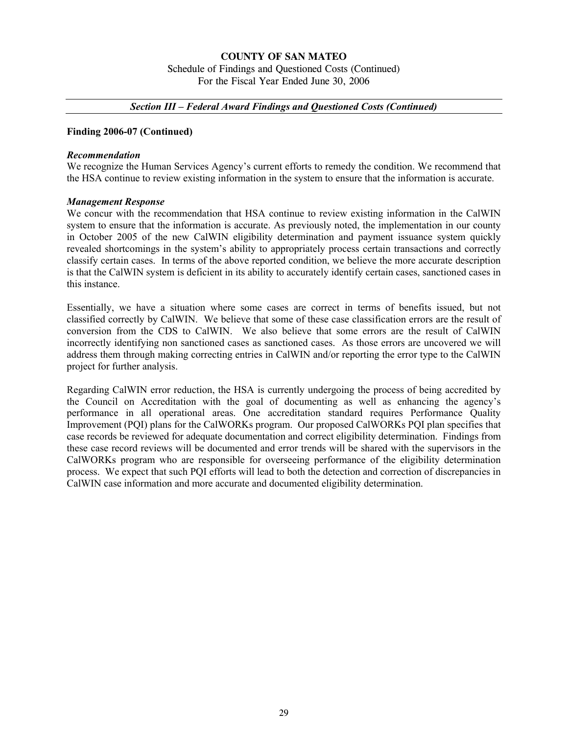**COUNTY OF SAN MATEO**
Schedule of Findings and Questioned Costs (Continued)
For the Fiscal Year Ended June 30, 2006

***Section III – Federal Award Findings and Questioned Costs (Continued)***

**Finding 2006-07 (Continued)**

***Recommendation***

We recognize the Human Services Agency's current efforts to remedy the condition. We recommend that the HSA continue to review existing information in the system to ensure that the information is accurate.

***Management Response***

We concur with the recommendation that HSA continue to review existing information in the CalWIN system to ensure that the information is accurate. As previously noted, the implementation in our county in October 2005 of the new CalWIN eligibility determination and payment issuance system quickly revealed shortcomings in the system's ability to appropriately process certain transactions and correctly classify certain cases. In terms of the above reported condition, we believe the more accurate description is that the CalWIN system is deficient in its ability to accurately identify certain cases, sanctioned cases in this instance.

Essentially, we have a situation where some cases are correct in terms of benefits issued, but not classified correctly by CalWIN. We believe that some of these case classification errors are the result of conversion from the CDS to CalWIN. We also believe that some errors are the result of CalWIN incorrectly identifying non sanctioned cases as sanctioned cases. As those errors are uncovered we will address them through making correcting entries in CalWIN and/or reporting the error type to the CalWIN project for further analysis.

Regarding CalWIN error reduction, the HSA is currently undergoing the process of being accredited by the Council on Accreditation with the goal of documenting as well as enhancing the agency's performance in all operational areas. One accreditation standard requires Performance Quality Improvement (PQI) plans for the CalWORKs program. Our proposed CalWORKs PQI plan specifies that case records be reviewed for adequate documentation and correct eligibility determination. Findings from these case record reviews will be documented and error trends will be shared with the supervisors in the CalWORKs program who are responsible for overseeing performance of the eligibility determination process. We expect that such PQI efforts will lead to both the detection and correction of discrepancies in CalWIN case information and more accurate and documented eligibility determination.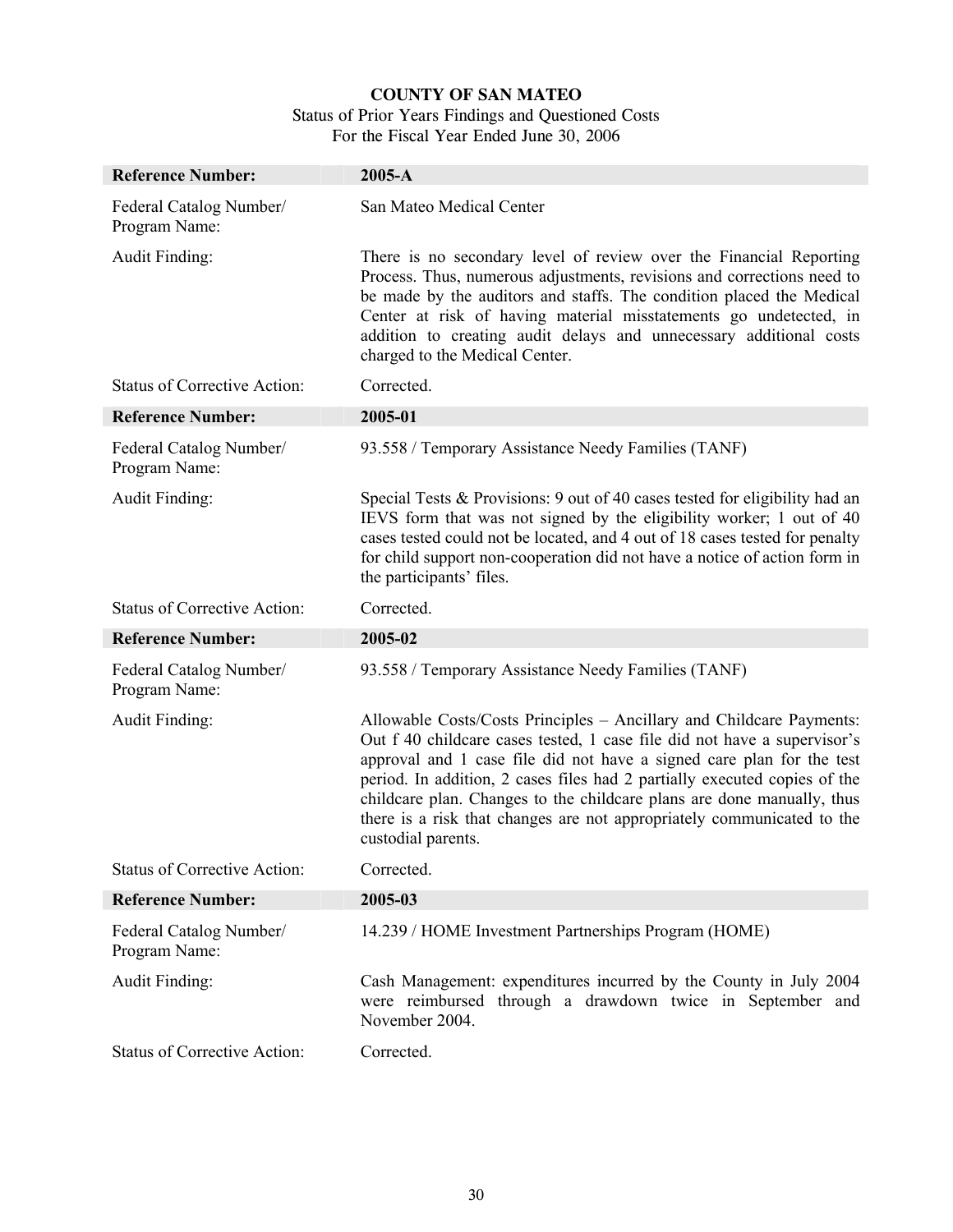**COUNTY OF SAN MATEO**

Status of Prior Years Findings and Questioned Costs

For the Fiscal Year Ended June 30, 2006

| **Reference Number:** | **2005-A** |
|---|---|
| Federal Catalog Number/ Program Name: | San Mateo Medical Center |
| Audit Finding: | There is no secondary level of review over the Financial Reporting Process. Thus, numerous adjustments, revisions and corrections need to be made by the auditors and staffs. The condition placed the Medical Center at risk of having material misstatements go undetected, in addition to creating audit delays and unnecessary additional costs charged to the Medical Center. |
| Status of Corrective Action: | Corrected. |
| **Reference Number:** | **2005-01** |
| Federal Catalog Number/ Program Name: | 93.558 / Temporary Assistance Needy Families (TANF) |
| Audit Finding: | Special Tests & Provisions: 9 out of 40 cases tested for eligibility had an IEVS form that was not signed by the eligibility worker; 1 out of 40 cases tested could not be located, and 4 out of 18 cases tested for penalty for child support non-cooperation did not have a notice of action form in the participants' files. |
| Status of Corrective Action: | Corrected. |
| **Reference Number:** | **2005-02** |
| Federal Catalog Number/ Program Name: | 93.558 / Temporary Assistance Needy Families (TANF) |
| Audit Finding: | Allowable Costs/Costs Principles – Ancillary and Childcare Payments: Out f 40 childcare cases tested, 1 case file did not have a supervisor's approval and 1 case file did not have a signed care plan for the test period. In addition, 2 cases files had 2 partially executed copies of the childcare plan. Changes to the childcare plans are done manually, thus there is a risk that changes are not appropriately communicated to the custodial parents. |
| Status of Corrective Action: | Corrected. |
| **Reference Number:** | **2005-03** |
| Federal Catalog Number/ Program Name: | 14.239 / HOME Investment Partnerships Program (HOME) |
| Audit Finding: | Cash Management: expenditures incurred by the County in July 2004 were reimbursed through a drawdown twice in September and November 2004. |
| Status of Corrective Action: | Corrected. |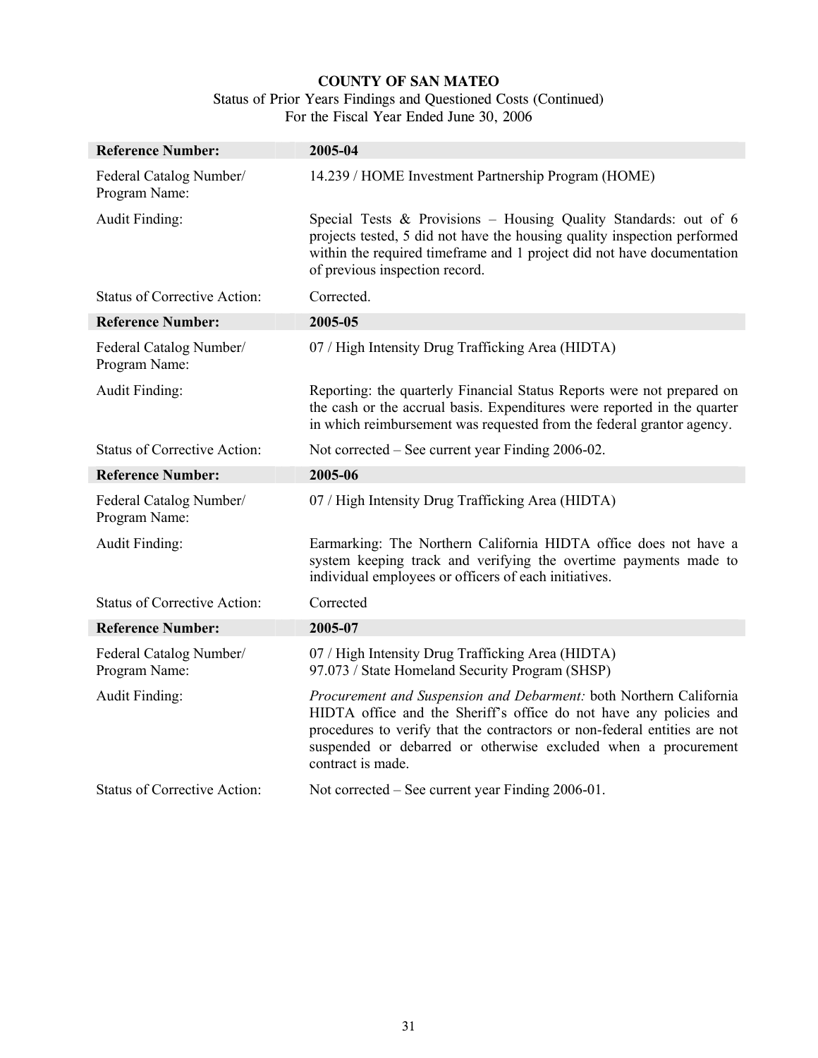**COUNTY OF SAN MATEO**

Status of Prior Years Findings and Questioned Costs (Continued)
For the Fiscal Year Ended June 30, 2006

| **Reference Number:** | **2005-04** |
|---|---|
| Federal Catalog Number/ Program Name: | 14.239 / HOME Investment Partnership Program (HOME) |
| Audit Finding: | Special Tests & Provisions – Housing Quality Standards: out of 6 projects tested, 5 did not have the housing quality inspection performed within the required timeframe and 1 project did not have documentation of previous inspection record. |
| Status of Corrective Action: | Corrected. |
| **Reference Number:** | **2005-05** |
| Federal Catalog Number/ Program Name: | 07 / High Intensity Drug Trafficking Area (HIDTA) |
| Audit Finding: | Reporting: the quarterly Financial Status Reports were not prepared on the cash or the accrual basis. Expenditures were reported in the quarter in which reimbursement was requested from the federal grantor agency. |
| Status of Corrective Action: | Not corrected – See current year Finding 2006-02. |
| **Reference Number:** | **2005-06** |
| Federal Catalog Number/ Program Name: | 07 / High Intensity Drug Trafficking Area (HIDTA) |
| Audit Finding: | Earmarking: The Northern California HIDTA office does not have a system keeping track and verifying the overtime payments made to individual employees or officers of each initiatives. |
| Status of Corrective Action: | Corrected |
| **Reference Number:** | **2005-07** |
| Federal Catalog Number/ Program Name: | 07 / High Intensity Drug Trafficking Area (HIDTA)<br>97.073 / State Homeland Security Program (SHSP) |
| Audit Finding: | *Procurement and Suspension and Debarment:* both Northern California HIDTA office and the Sheriff's office do not have any policies and procedures to verify that the contractors or non-federal entities are not suspended or debarred or otherwise excluded when a procurement contract is made. |
| Status of Corrective Action: | Not corrected – See current year Finding 2006-01. |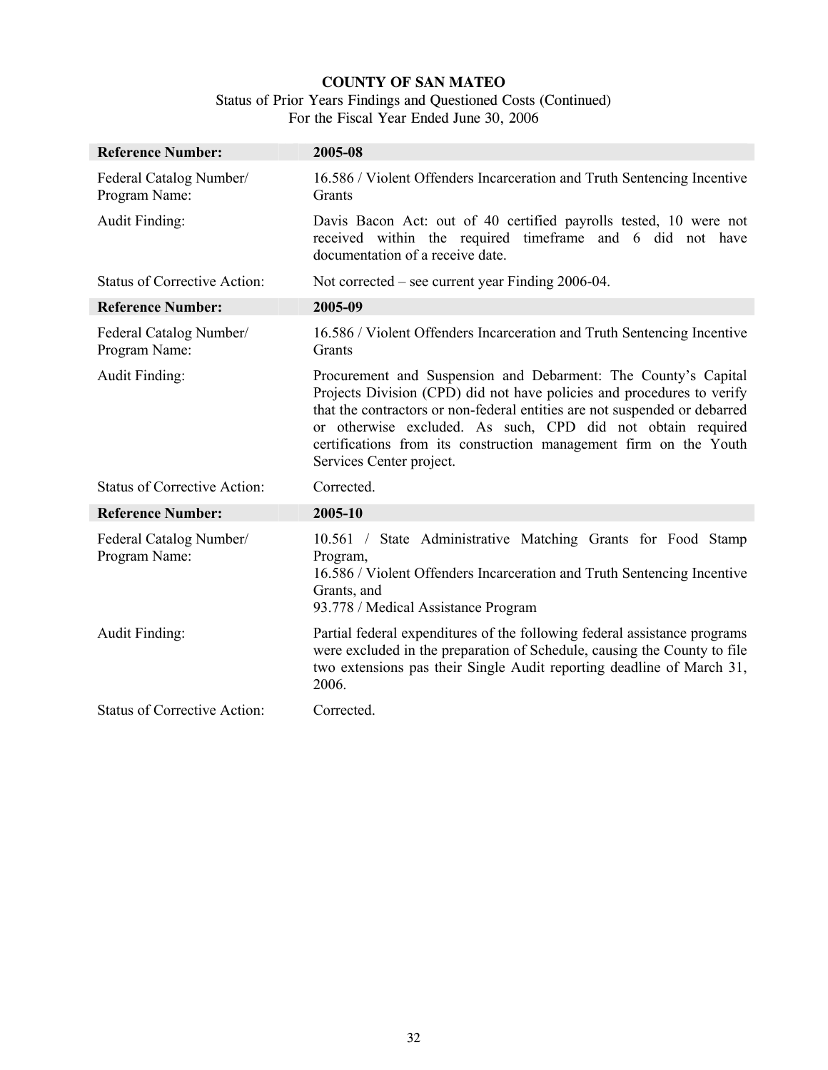**COUNTY OF SAN MATEO**

Status of Prior Years Findings and Questioned Costs (Continued)
For the Fiscal Year Ended June 30, 2006

| | |
|---|---|
| **Reference Number:** | **2005-08** |
| Federal Catalog Number/ Program Name: | 16.586 / Violent Offenders Incarceration and Truth Sentencing Incentive Grants |
| Audit Finding: | Davis Bacon Act: out of 40 certified payrolls tested, 10 were not received within the required timeframe and 6 did not have documentation of a receive date. |
| Status of Corrective Action: | Not corrected – see current year Finding 2006-04. |
| **Reference Number:** | **2005-09** |
| Federal Catalog Number/ Program Name: | 16.586 / Violent Offenders Incarceration and Truth Sentencing Incentive Grants |
| Audit Finding: | Procurement and Suspension and Debarment: The County's Capital Projects Division (CPD) did not have policies and procedures to verify that the contractors or non-federal entities are not suspended or debarred or otherwise excluded. As such, CPD did not obtain required certifications from its construction management firm on the Youth Services Center project. |
| Status of Corrective Action: | Corrected. |
| **Reference Number:** | **2005-10** |
| Federal Catalog Number/ Program Name: | 10.561 / State Administrative Matching Grants for Food Stamp Program,<br>16.586 / Violent Offenders Incarceration and Truth Sentencing Incentive Grants, and<br>93.778 / Medical Assistance Program |
| Audit Finding: | Partial federal expenditures of the following federal assistance programs were excluded in the preparation of Schedule, causing the County to file two extensions pas their Single Audit reporting deadline of March 31, 2006. |
| Status of Corrective Action: | Corrected. |